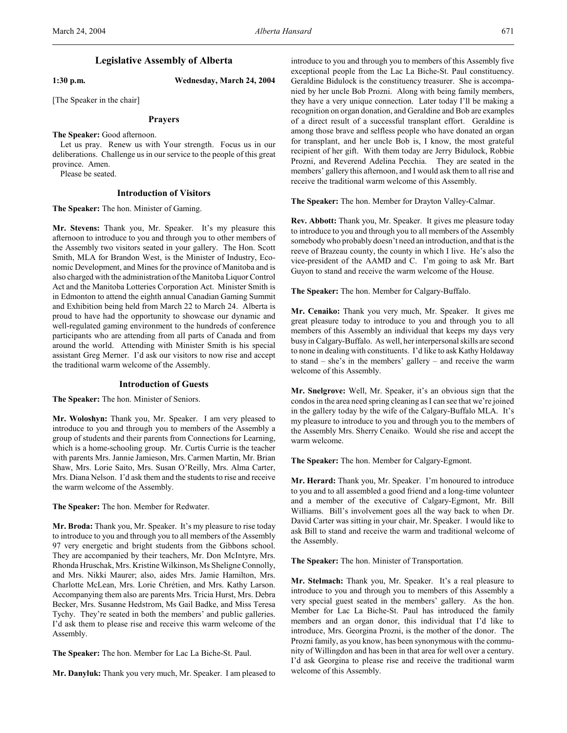# Legislative Assembly of Alberta

**1:30 p.m.** **Wednesday, March 24, 2004**

[The Speaker in the chair]

## Prayers

**The Speaker:** Good afternoon.

Let us pray. Renew us with Your strength. Focus us in our deliberations. Challenge us in our service to the people of this great province. Amen.

Please be seated.

## Introduction of Visitors

**The Speaker:** The hon. Minister of Gaming.

**Mr. Stevens:** Thank you, Mr. Speaker. It's my pleasure this afternoon to introduce to you and through you to other members of the Assembly two visitors seated in your gallery. The Hon. Scott Smith, MLA for Brandon West, is the Minister of Industry, Economic Development, and Mines for the province of Manitoba and is also charged with the administration of the Manitoba Liquor Control Act and the Manitoba Lotteries Corporation Act. Minister Smith is in Edmonton to attend the eighth annual Canadian Gaming Summit and Exhibition being held from March 22 to March 24. Alberta is proud to have had the opportunity to showcase our dynamic and well-regulated gaming environment to the hundreds of conference participants who are attending from all parts of Canada and from around the world. Attending with Minister Smith is his special assistant Greg Merner. I'd ask our visitors to now rise and accept the traditional warm welcome of the Assembly.

## Introduction of Guests

**The Speaker:** The hon. Minister of Seniors.

**Mr. Woloshyn:** Thank you, Mr. Speaker. I am very pleased to introduce to you and through you to members of the Assembly a group of students and their parents from Connections for Learning, which is a home-schooling group. Mr. Curtis Currie is the teacher with parents Mrs. Jannie Jamieson, Mrs. Carmen Martin, Mr. Brian Shaw, Mrs. Lorie Saito, Mrs. Susan O'Reilly, Mrs. Alma Carter, Mrs. Diana Nelson. I'd ask them and the students to rise and receive the warm welcome of the Assembly.

**The Speaker:** The hon. Member for Redwater.

**Mr. Broda:** Thank you, Mr. Speaker. It's my pleasure to rise today to introduce to you and through you to all members of the Assembly 97 very energetic and bright students from the Gibbons school. They are accompanied by their teachers, Mr. Don McIntyre, Mrs. Rhonda Hruschak, Mrs. Kristine Wilkinson, Ms Sheligne Connolly, and Mrs. Nikki Maurer; also, aides Mrs. Jamie Hamilton, Mrs. Charlotte McLean, Mrs. Lorie Chrétien, and Mrs. Kathy Larson. Accompanying them also are parents Mrs. Tricia Hurst, Mrs. Debra Becker, Mrs. Susanne Hedstrom, Ms Gail Badke, and Miss Teresa Tychy. They're seated in both the members' and public galleries. I'd ask them to please rise and receive this warm welcome of the Assembly.

**The Speaker:** The hon. Member for Lac La Biche-St. Paul.

**Mr. Danyluk:** Thank you very much, Mr. Speaker. I am pleased to introduce to you and through you to members of this Assembly five exceptional people from the Lac La Biche-St. Paul constituency. Geraldine Bidulock is the constituency treasurer. She is accompanied by her uncle Bob Prozni. Along with being family members, they have a very unique connection. Later today I'll be making a recognition on organ donation, and Geraldine and Bob are examples of a direct result of a successful transplant effort. Geraldine is among those brave and selfless people who have donated an organ for transplant, and her uncle Bob is, I know, the most grateful recipient of her gift. With them today are Jerry Bidulock, Robbie Prozni, and Reverend Adelina Pecchia. They are seated in the members' gallery this afternoon, and I would ask them to all rise and receive the traditional warm welcome of this Assembly.

**The Speaker:** The hon. Member for Drayton Valley-Calmar.

**Rev. Abbott:** Thank you, Mr. Speaker. It gives me pleasure today to introduce to you and through you to all members of the Assembly somebody who probably doesn't need an introduction, and that is the reeve of Brazeau county, the county in which I live. He's also the vice-president of the AAMD and C. I'm going to ask Mr. Bart Guyon to stand and receive the warm welcome of the House.

**The Speaker:** The hon. Member for Calgary-Buffalo.

**Mr. Cenaiko:** Thank you very much, Mr. Speaker. It gives me great pleasure today to introduce to you and through you to all members of this Assembly an individual that keeps my days very busy in Calgary-Buffalo. As well, her interpersonal skills are second to none in dealing with constituents. I'd like to ask Kathy Holdaway to stand – she's in the members' gallery – and receive the warm welcome of this Assembly.

**Mr. Snelgrove:** Well, Mr. Speaker, it's an obvious sign that the condos in the area need spring cleaning as I can see that we're joined in the gallery today by the wife of the Calgary-Buffalo MLA. It's my pleasure to introduce to you and through you to the members of the Assembly Mrs. Sherry Cenaiko. Would she rise and accept the warm welcome.

**The Speaker:** The hon. Member for Calgary-Egmont.

**Mr. Herard:** Thank you, Mr. Speaker. I'm honoured to introduce to you and to all assembled a good friend and a long-time volunteer and a member of the executive of Calgary-Egmont, Mr. Bill Williams. Bill's involvement goes all the way back to when Dr. David Carter was sitting in your chair, Mr. Speaker. I would like to ask Bill to stand and receive the warm and traditional welcome of the Assembly.

**The Speaker:** The hon. Minister of Transportation.

**Mr. Stelmach:** Thank you, Mr. Speaker. It's a real pleasure to introduce to you and through you to members of this Assembly a very special guest seated in the members' gallery. As the hon. Member for Lac La Biche-St. Paul has introduced the family members and an organ donor, this individual that I'd like to introduce, Mrs. Georgina Prozni, is the mother of the donor. The Prozni family, as you know, has been synonymous with the community of Willingdon and has been in that area for well over a century. I'd ask Georgina to please rise and receive the traditional warm welcome of this Assembly.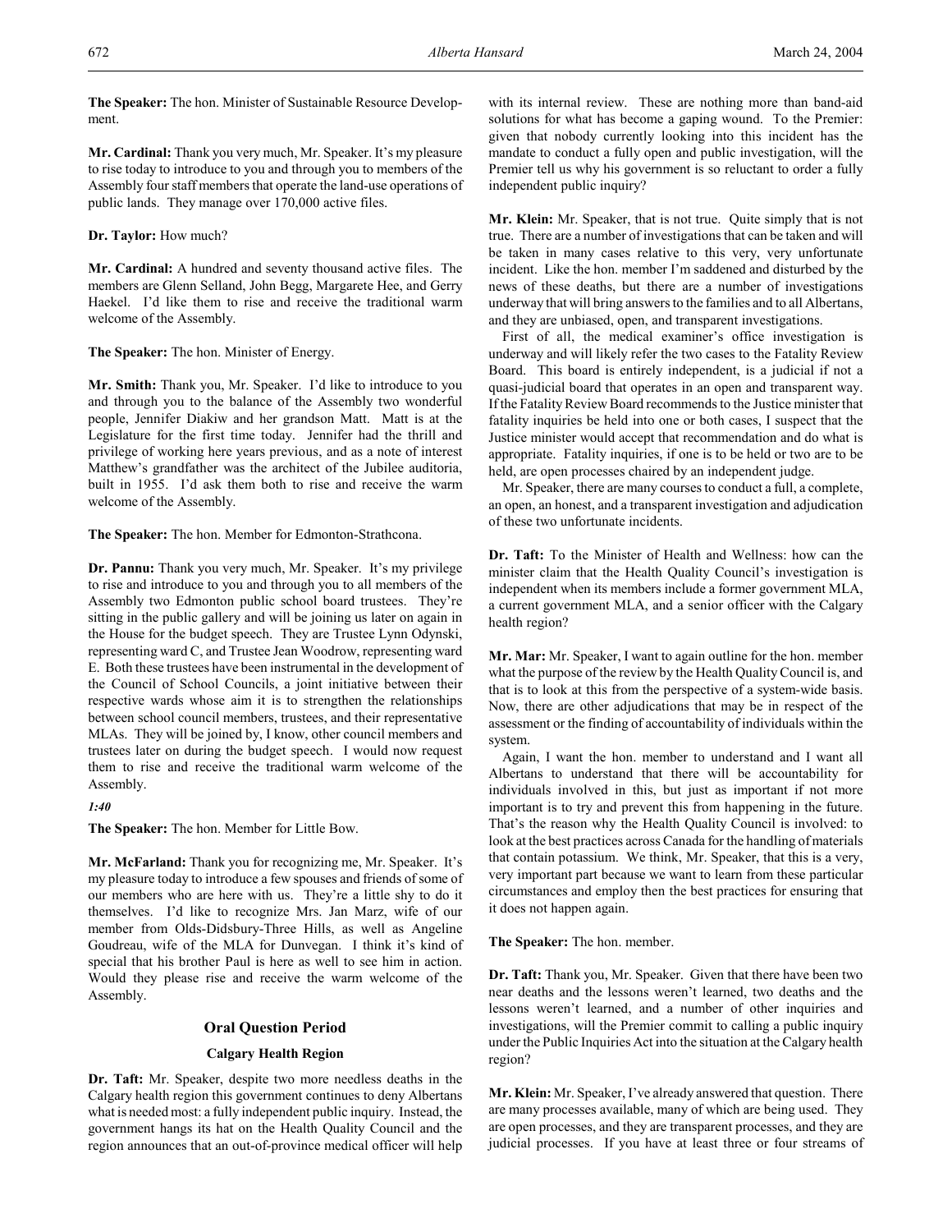**The Speaker:** The hon. Minister of Sustainable Resource Development.

**Mr. Cardinal:** Thank you very much, Mr. Speaker. It's my pleasure to rise today to introduce to you and through you to members of the Assembly four staff members that operate the land-use operations of public lands. They manage over 170,000 active files.

**Dr. Taylor:** How much?

**Mr. Cardinal:** A hundred and seventy thousand active files. The members are Glenn Selland, John Begg, Margarete Hee, and Gerry Haekel. I'd like them to rise and receive the traditional warm welcome of the Assembly.

**The Speaker:** The hon. Minister of Energy.

**Mr. Smith:** Thank you, Mr. Speaker. I'd like to introduce to you and through you to the balance of the Assembly two wonderful people, Jennifer Diakiw and her grandson Matt. Matt is at the Legislature for the first time today. Jennifer had the thrill and privilege of working here years previous, and as a note of interest Matthew's grandfather was the architect of the Jubilee auditoria, built in 1955. I'd ask them both to rise and receive the warm welcome of the Assembly.

**The Speaker:** The hon. Member for Edmonton-Strathcona.

**Dr. Pannu:** Thank you very much, Mr. Speaker. It's my privilege to rise and introduce to you and through you to all members of the Assembly two Edmonton public school board trustees. They're sitting in the public gallery and will be joining us later on again in the House for the budget speech. They are Trustee Lynn Odynski, representing ward C, and Trustee Jean Woodrow, representing ward E. Both these trustees have been instrumental in the development of the Council of School Councils, a joint initiative between their respective wards whose aim it is to strengthen the relationships between school council members, trustees, and their representative MLAs. They will be joined by, I know, other council members and trustees later on during the budget speech. I would now request them to rise and receive the traditional warm welcome of the Assembly.

*1:40*

**The Speaker:** The hon. Member for Little Bow.

**Mr. McFarland:** Thank you for recognizing me, Mr. Speaker. It's my pleasure today to introduce a few spouses and friends of some of our members who are here with us. They're a little shy to do it themselves. I'd like to recognize Mrs. Jan Marz, wife of our member from Olds-Didsbury-Three Hills, as well as Angeline Goudreau, wife of the MLA for Dunvegan. I think it's kind of special that his brother Paul is here as well to see him in action. Would they please rise and receive the warm welcome of the Assembly.

## Oral Question Period

### Calgary Health Region

**Dr. Taft:** Mr. Speaker, despite two more needless deaths in the Calgary health region this government continues to deny Albertans what is needed most: a fully independent public inquiry. Instead, the government hangs its hat on the Health Quality Council and the region announces that an out-of-province medical officer will help with its internal review. These are nothing more than band-aid solutions for what has become a gaping wound. To the Premier: given that nobody currently looking into this incident has the mandate to conduct a fully open and public investigation, will the Premier tell us why his government is so reluctant to order a fully independent public inquiry?

**Mr. Klein:** Mr. Speaker, that is not true. Quite simply that is not true. There are a number of investigations that can be taken and will be taken in many cases relative to this very, very unfortunate incident. Like the hon. member I'm saddened and disturbed by the news of these deaths, but there are a number of investigations underway that will bring answers to the families and to all Albertans, and they are unbiased, open, and transparent investigations.

First of all, the medical examiner's office investigation is underway and will likely refer the two cases to the Fatality Review Board. This board is entirely independent, is a judicial if not a quasi-judicial board that operates in an open and transparent way. If the Fatality Review Board recommends to the Justice minister that fatality inquiries be held into one or both cases, I suspect that the Justice minister would accept that recommendation and do what is appropriate. Fatality inquiries, if one is to be held or two are to be held, are open processes chaired by an independent judge.

Mr. Speaker, there are many courses to conduct a full, a complete, an open, an honest, and a transparent investigation and adjudication of these two unfortunate incidents.

**Dr. Taft:** To the Minister of Health and Wellness: how can the minister claim that the Health Quality Council's investigation is independent when its members include a former government MLA, a current government MLA, and a senior officer with the Calgary health region?

**Mr. Mar:** Mr. Speaker, I want to again outline for the hon. member what the purpose of the review by the Health Quality Council is, and that is to look at this from the perspective of a system-wide basis. Now, there are other adjudications that may be in respect of the assessment or the finding of accountability of individuals within the system.

Again, I want the hon. member to understand and I want all Albertans to understand that there will be accountability for individuals involved in this, but just as important if not more important is to try and prevent this from happening in the future. That's the reason why the Health Quality Council is involved: to look at the best practices across Canada for the handling of materials that contain potassium. We think, Mr. Speaker, that this is a very, very important part because we want to learn from these particular circumstances and employ then the best practices for ensuring that it does not happen again.

**The Speaker:** The hon. member.

**Dr. Taft:** Thank you, Mr. Speaker. Given that there have been two near deaths and the lessons weren't learned, two deaths and the lessons weren't learned, and a number of other inquiries and investigations, will the Premier commit to calling a public inquiry under the Public Inquiries Act into the situation at the Calgary health region?

**Mr. Klein:** Mr. Speaker, I've already answered that question. There are many processes available, many of which are being used. They are open processes, and they are transparent processes, and they are judicial processes. If you have at least three or four streams of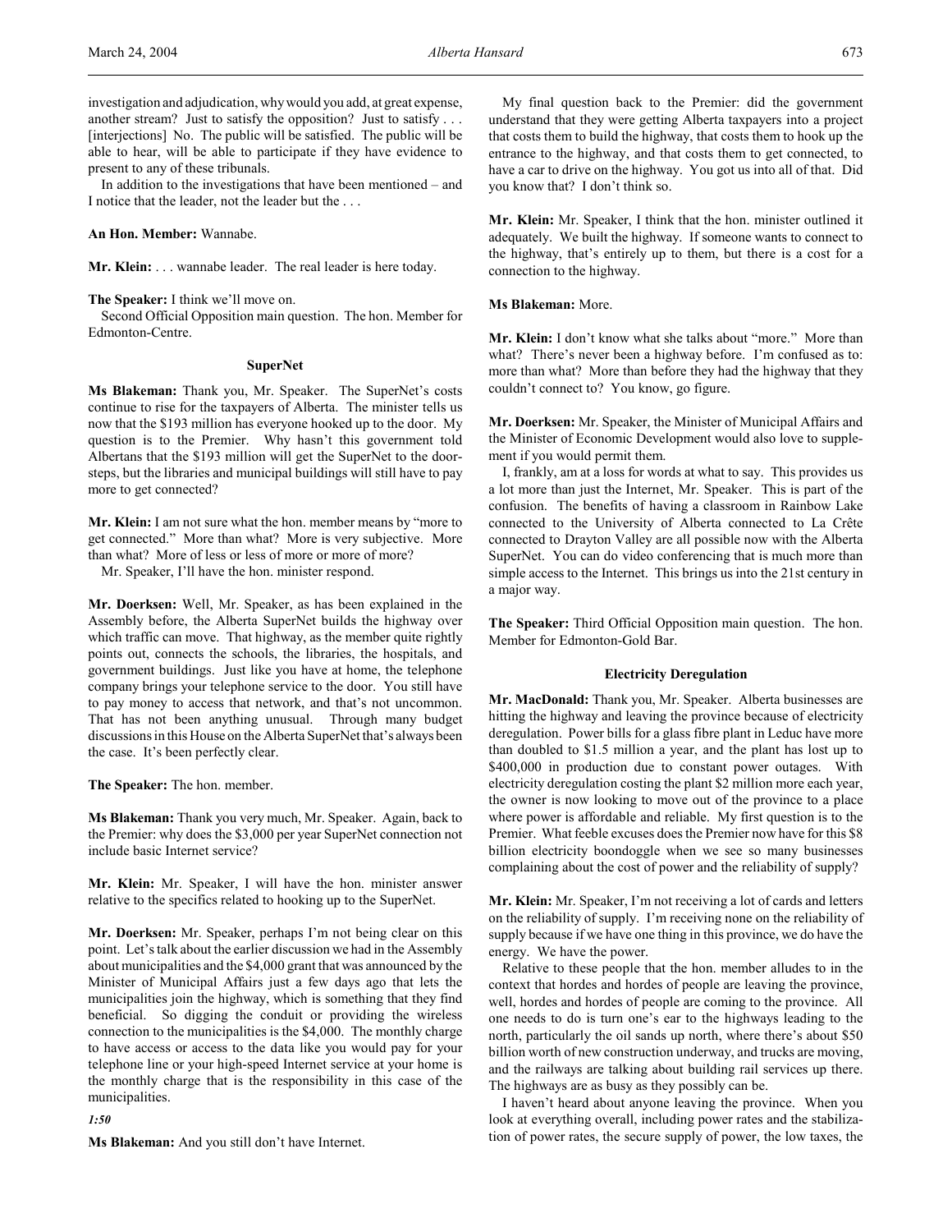investigation and adjudication, why would you add, at great expense, another stream? Just to satisfy the opposition? Just to satisfy . . . [interjections] No. The public will be satisfied. The public will be able to hear, will be able to participate if they have evidence to present to any of these tribunals.

In addition to the investigations that have been mentioned – and I notice that the leader, not the leader but the . . .

**An Hon. Member:** Wannabe.

**Mr. Klein:** . . . wannabe leader. The real leader is here today.

**The Speaker:** I think we'll move on.

Second Official Opposition main question. The hon. Member for Edmonton-Centre.

### SuperNet

**Ms Blakeman:** Thank you, Mr. Speaker. The SuperNet's costs continue to rise for the taxpayers of Alberta. The minister tells us now that the $193 million has everyone hooked up to the door. My question is to the Premier. Why hasn't this government told Albertans that the $193 million will get the SuperNet to the doorsteps, but the libraries and municipal buildings will still have to pay more to get connected?

**Mr. Klein:** I am not sure what the hon. member means by "more to get connected." More than what? More is very subjective. More than what? More of less or less of more or more of more?

Mr. Speaker, I'll have the hon. minister respond.

**Mr. Doerksen:** Well, Mr. Speaker, as has been explained in the Assembly before, the Alberta SuperNet builds the highway over which traffic can move. That highway, as the member quite rightly points out, connects the schools, the libraries, the hospitals, and government buildings. Just like you have at home, the telephone company brings your telephone service to the door. You still have to pay money to access that network, and that's not uncommon. That has not been anything unusual. Through many budget discussions in this House on the Alberta SuperNet that's always been the case. It's been perfectly clear.

**The Speaker:** The hon. member.

**Ms Blakeman:** Thank you very much, Mr. Speaker. Again, back to the Premier: why does the $3,000 per year SuperNet connection not include basic Internet service?

**Mr. Klein:** Mr. Speaker, I will have the hon. minister answer relative to the specifics related to hooking up to the SuperNet.

**Mr. Doerksen:** Mr. Speaker, perhaps I'm not being clear on this point. Let's talk about the earlier discussion we had in the Assembly about municipalities and the $4,000 grant that was announced by the Minister of Municipal Affairs just a few days ago that lets the municipalities join the highway, which is something that they find beneficial. So digging the conduit or providing the wireless connection to the municipalities is the $4,000. The monthly charge to have access or access to the data like you would pay for your telephone line or your high-speed Internet service at your home is the monthly charge that is the responsibility in this case of the municipalities.

*1:50*

**Ms Blakeman:** And you still don't have Internet.

My final question back to the Premier: did the government understand that they were getting Alberta taxpayers into a project that costs them to build the highway, that costs them to hook up the entrance to the highway, and that costs them to get connected, to have a car to drive on the highway. You got us into all of that. Did you know that? I don't think so.

**Mr. Klein:** Mr. Speaker, I think that the hon. minister outlined it adequately. We built the highway. If someone wants to connect to the highway, that's entirely up to them, but there is a cost for a connection to the highway.

**Ms Blakeman:** More.

**Mr. Klein:** I don't know what she talks about "more." More than what? There's never been a highway before. I'm confused as to: more than what? More than before they had the highway that they couldn't connect to? You know, go figure.

**Mr. Doerksen:** Mr. Speaker, the Minister of Municipal Affairs and the Minister of Economic Development would also love to supplement if you would permit them.

I, frankly, am at a loss for words at what to say. This provides us a lot more than just the Internet, Mr. Speaker. This is part of the confusion. The benefits of having a classroom in Rainbow Lake connected to the University of Alberta connected to La Crête connected to Drayton Valley are all possible now with the Alberta SuperNet. You can do video conferencing that is much more than simple access to the Internet. This brings us into the 21st century in a major way.

**The Speaker:** Third Official Opposition main question. The hon. Member for Edmonton-Gold Bar.

### Electricity Deregulation

**Mr. MacDonald:** Thank you, Mr. Speaker. Alberta businesses are hitting the highway and leaving the province because of electricity deregulation. Power bills for a glass fibre plant in Leduc have more than doubled to $1.5 million a year, and the plant has lost up to $400,000 in production due to constant power outages. With electricity deregulation costing the plant $2 million more each year, the owner is now looking to move out of the province to a place where power is affordable and reliable. My first question is to the Premier. What feeble excuses does the Premier now have for this $8 billion electricity boondoggle when we see so many businesses complaining about the cost of power and the reliability of supply?

**Mr. Klein:** Mr. Speaker, I'm not receiving a lot of cards and letters on the reliability of supply. I'm receiving none on the reliability of supply because if we have one thing in this province, we do have the energy. We have the power.

Relative to these people that the hon. member alludes to in the context that hordes and hordes of people are leaving the province, well, hordes and hordes of people are coming to the province. All one needs to do is turn one's ear to the highways leading to the north, particularly the oil sands up north, where there's about $50 billion worth of new construction underway, and trucks are moving, and the railways are talking about building rail services up there. The highways are as busy as they possibly can be.

I haven't heard about anyone leaving the province. When you look at everything overall, including power rates and the stabilization of power rates, the secure supply of power, the low taxes, the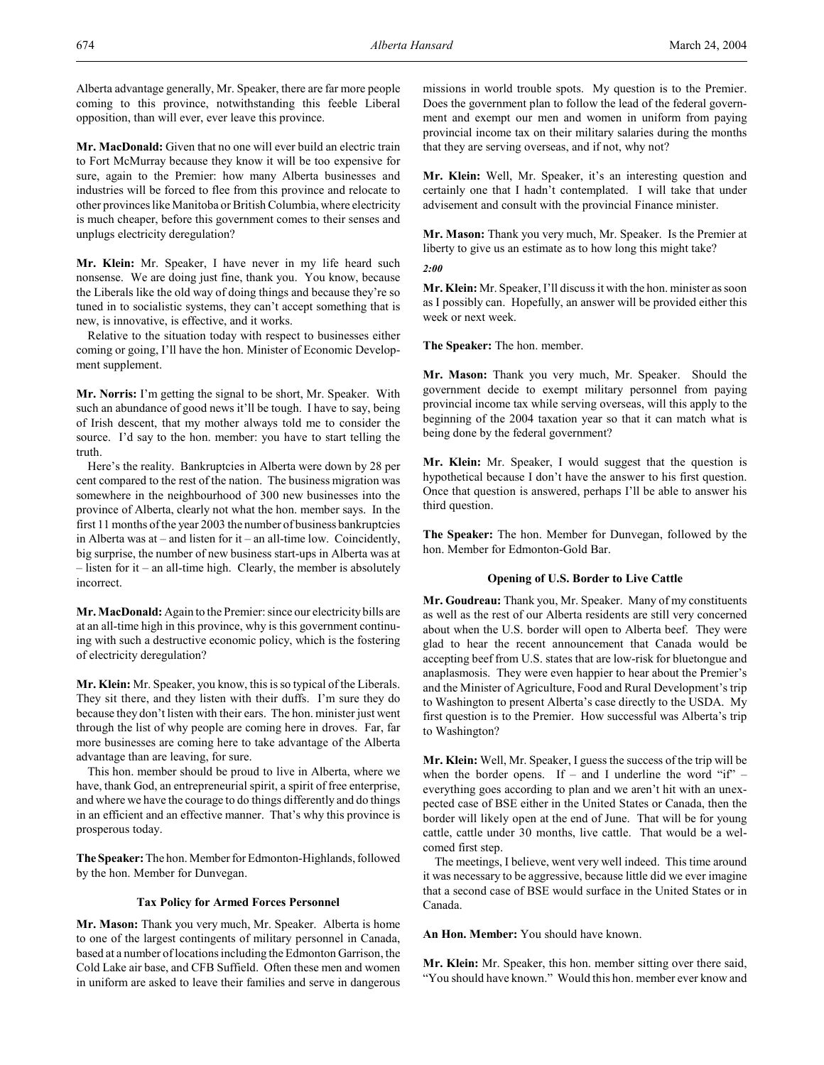Alberta advantage generally, Mr. Speaker, there are far more people coming to this province, notwithstanding this feeble Liberal opposition, than will ever, ever leave this province.

**Mr. MacDonald:** Given that no one will ever build an electric train to Fort McMurray because they know it will be too expensive for sure, again to the Premier: how many Alberta businesses and industries will be forced to flee from this province and relocate to other provinces like Manitoba or British Columbia, where electricity is much cheaper, before this government comes to their senses and unplugs electricity deregulation?

**Mr. Klein:** Mr. Speaker, I have never in my life heard such nonsense. We are doing just fine, thank you. You know, because the Liberals like the old way of doing things and because they're so tuned in to socialistic systems, they can't accept something that is new, is innovative, is effective, and it works.

Relative to the situation today with respect to businesses either coming or going, I'll have the hon. Minister of Economic Development supplement.

**Mr. Norris:** I'm getting the signal to be short, Mr. Speaker. With such an abundance of good news it'll be tough. I have to say, being of Irish descent, that my mother always told me to consider the source. I'd say to the hon. member: you have to start telling the truth.

Here's the reality. Bankruptcies in Alberta were down by 28 per cent compared to the rest of the nation. The business migration was somewhere in the neighbourhood of 300 new businesses into the province of Alberta, clearly not what the hon. member says. In the first 11 months of the year 2003 the number of business bankruptcies in Alberta was at – and listen for it – an all-time low. Coincidently, big surprise, the number of new business start-ups in Alberta was at – listen for it – an all-time high. Clearly, the member is absolutely incorrect.

**Mr. MacDonald:** Again to the Premier: since our electricity bills are at an all-time high in this province, why is this government continuing with such a destructive economic policy, which is the fostering of electricity deregulation?

**Mr. Klein:** Mr. Speaker, you know, this is so typical of the Liberals. They sit there, and they listen with their duffs. I'm sure they do because they don't listen with their ears. The hon. minister just went through the list of why people are coming here in droves. Far, far more businesses are coming here to take advantage of the Alberta advantage than are leaving, for sure.

This hon. member should be proud to live in Alberta, where we have, thank God, an entrepreneurial spirit, a spirit of free enterprise, and where we have the courage to do things differently and do things in an efficient and an effective manner. That's why this province is prosperous today.

**The Speaker:** The hon. Member for Edmonton-Highlands, followed by the hon. Member for Dunvegan.

### Tax Policy for Armed Forces Personnel

**Mr. Mason:** Thank you very much, Mr. Speaker. Alberta is home to one of the largest contingents of military personnel in Canada, based at a number of locations including the Edmonton Garrison, the Cold Lake air base, and CFB Suffield. Often these men and women in uniform are asked to leave their families and serve in dangerous missions in world trouble spots. My question is to the Premier. Does the government plan to follow the lead of the federal government and exempt our men and women in uniform from paying provincial income tax on their military salaries during the months that they are serving overseas, and if not, why not?

**Mr. Klein:** Well, Mr. Speaker, it's an interesting question and certainly one that I hadn't contemplated. I will take that under advisement and consult with the provincial Finance minister.

**Mr. Mason:** Thank you very much, Mr. Speaker. Is the Premier at liberty to give us an estimate as to how long this might take?

*2:00*

**Mr. Klein:** Mr. Speaker, I'll discuss it with the hon. minister as soon as I possibly can. Hopefully, an answer will be provided either this week or next week.

**The Speaker:** The hon. member.

**Mr. Mason:** Thank you very much, Mr. Speaker. Should the government decide to exempt military personnel from paying provincial income tax while serving overseas, will this apply to the beginning of the 2004 taxation year so that it can match what is being done by the federal government?

**Mr. Klein:** Mr. Speaker, I would suggest that the question is hypothetical because I don't have the answer to his first question. Once that question is answered, perhaps I'll be able to answer his third question.

**The Speaker:** The hon. Member for Dunvegan, followed by the hon. Member for Edmonton-Gold Bar.

### Opening of U.S. Border to Live Cattle

**Mr. Goudreau:** Thank you, Mr. Speaker. Many of my constituents as well as the rest of our Alberta residents are still very concerned about when the U.S. border will open to Alberta beef. They were glad to hear the recent announcement that Canada would be accepting beef from U.S. states that are low-risk for bluetongue and anaplasmosis. They were even happier to hear about the Premier's and the Minister of Agriculture, Food and Rural Development's trip to Washington to present Alberta's case directly to the USDA. My first question is to the Premier. How successful was Alberta's trip to Washington?

**Mr. Klein:** Well, Mr. Speaker, I guess the success of the trip will be when the border opens. If – and I underline the word "if" – everything goes according to plan and we aren't hit with an unexpected case of BSE either in the United States or Canada, then the border will likely open at the end of June. That will be for young cattle, cattle under 30 months, live cattle. That would be a welcomed first step.

The meetings, I believe, went very well indeed. This time around it was necessary to be aggressive, because little did we ever imagine that a second case of BSE would surface in the United States or in Canada.

**An Hon. Member:** You should have known.

**Mr. Klein:** Mr. Speaker, this hon. member sitting over there said, "You should have known." Would this hon. member ever know and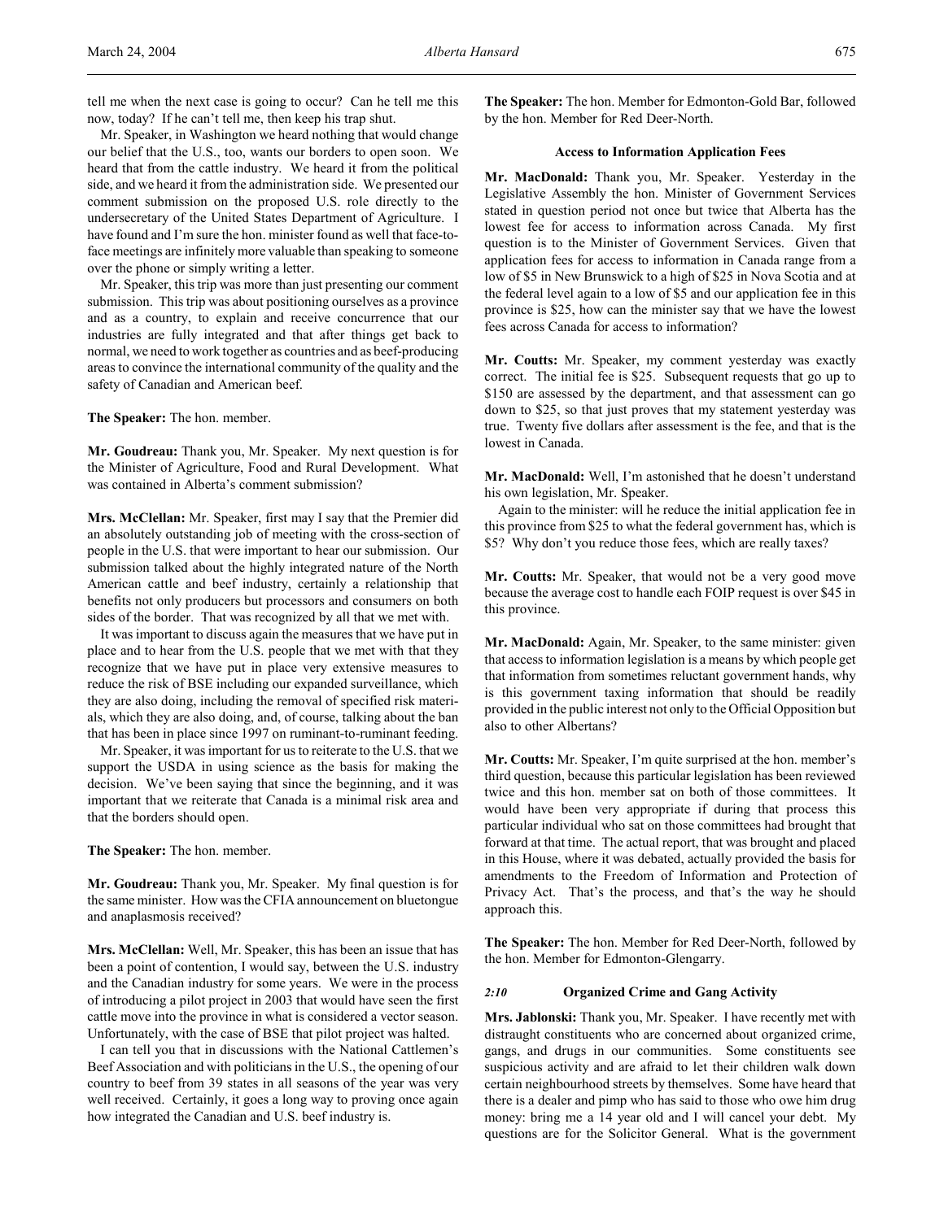tell me when the next case is going to occur? Can he tell me this now, today? If he can't tell me, then keep his trap shut.

Mr. Speaker, in Washington we heard nothing that would change our belief that the U.S., too, wants our borders to open soon. We heard that from the cattle industry. We heard it from the political side, and we heard it from the administration side. We presented our comment submission on the proposed U.S. role directly to the undersecretary of the United States Department of Agriculture. I have found and I'm sure the hon. minister found as well that face-to-face meetings are infinitely more valuable than speaking to someone over the phone or simply writing a letter.

Mr. Speaker, this trip was more than just presenting our comment submission. This trip was about positioning ourselves as a province and as a country, to explain and receive concurrence that our industries are fully integrated and that after things get back to normal, we need to work together as countries and as beef-producing areas to convince the international community of the quality and the safety of Canadian and American beef.

**The Speaker:** The hon. member.

**Mr. Goudreau:** Thank you, Mr. Speaker. My next question is for the Minister of Agriculture, Food and Rural Development. What was contained in Alberta's comment submission?

**Mrs. McClellan:** Mr. Speaker, first may I say that the Premier did an absolutely outstanding job of meeting with the cross-section of people in the U.S. that were important to hear our submission. Our submission talked about the highly integrated nature of the North American cattle and beef industry, certainly a relationship that benefits not only producers but processors and consumers on both sides of the border. That was recognized by all that we met with.

It was important to discuss again the measures that we have put in place and to hear from the U.S. people that we met with that they recognize that we have put in place very extensive measures to reduce the risk of BSE including our expanded surveillance, which they are also doing, including the removal of specified risk materials, which they are also doing, and, of course, talking about the ban that has been in place since 1997 on ruminant-to-ruminant feeding.

Mr. Speaker, it was important for us to reiterate to the U.S. that we support the USDA in using science as the basis for making the decision. We've been saying that since the beginning, and it was important that we reiterate that Canada is a minimal risk area and that the borders should open.

**The Speaker:** The hon. member.

**Mr. Goudreau:** Thank you, Mr. Speaker. My final question is for the same minister. How was the CFIA announcement on bluetongue and anaplasmosis received?

**Mrs. McClellan:** Well, Mr. Speaker, this has been an issue that has been a point of contention, I would say, between the U.S. industry and the Canadian industry for some years. We were in the process of introducing a pilot project in 2003 that would have seen the first cattle move into the province in what is considered a vector season. Unfortunately, with the case of BSE that pilot project was halted.

I can tell you that in discussions with the National Cattlemen's Beef Association and with politicians in the U.S., the opening of our country to beef from 39 states in all seasons of the year was very well received. Certainly, it goes a long way to proving once again how integrated the Canadian and U.S. beef industry is.

**The Speaker:** The hon. Member for Edmonton-Gold Bar, followed by the hon. Member for Red Deer-North.

### Access to Information Application Fees

**Mr. MacDonald:** Thank you, Mr. Speaker. Yesterday in the Legislative Assembly the hon. Minister of Government Services stated in question period not once but twice that Alberta has the lowest fee for access to information across Canada. My first question is to the Minister of Government Services. Given that application fees for access to information in Canada range from a low of $5 in New Brunswick to a high of $25 in Nova Scotia and at the federal level again to a low of $5 and our application fee in this province is $25, how can the minister say that we have the lowest fees across Canada for access to information?

**Mr. Coutts:** Mr. Speaker, my comment yesterday was exactly correct. The initial fee is $25. Subsequent requests that go up to $150 are assessed by the department, and that assessment can go down to $25, so that just proves that my statement yesterday was true. Twenty five dollars after assessment is the fee, and that is the lowest in Canada.

**Mr. MacDonald:** Well, I'm astonished that he doesn't understand his own legislation, Mr. Speaker.

Again to the minister: will he reduce the initial application fee in this province from $25 to what the federal government has, which is $5? Why don't you reduce those fees, which are really taxes?

**Mr. Coutts:** Mr. Speaker, that would not be a very good move because the average cost to handle each FOIP request is over $45 in this province.

**Mr. MacDonald:** Again, Mr. Speaker, to the same minister: given that access to information legislation is a means by which people get that information from sometimes reluctant government hands, why is this government taxing information that should be readily provided in the public interest not only to the Official Opposition but also to other Albertans?

**Mr. Coutts:** Mr. Speaker, I'm quite surprised at the hon. member's third question, because this particular legislation has been reviewed twice and this hon. member sat on both of those committees. It would have been very appropriate if during that process this particular individual who sat on those committees had brought that forward at that time. The actual report, that was brought and placed in this House, where it was debated, actually provided the basis for amendments to the Freedom of Information and Protection of Privacy Act. That's the process, and that's the way he should approach this.

**The Speaker:** The hon. Member for Red Deer-North, followed by the hon. Member for Edmonton-Glengarry.

### *2:10* Organized Crime and Gang Activity

**Mrs. Jablonski:** Thank you, Mr. Speaker. I have recently met with distraught constituents who are concerned about organized crime, gangs, and drugs in our communities. Some constituents see suspicious activity and are afraid to let their children walk down certain neighbourhood streets by themselves. Some have heard that there is a dealer and pimp who has said to those who owe him drug money: bring me a 14 year old and I will cancel your debt. My questions are for the Solicitor General. What is the government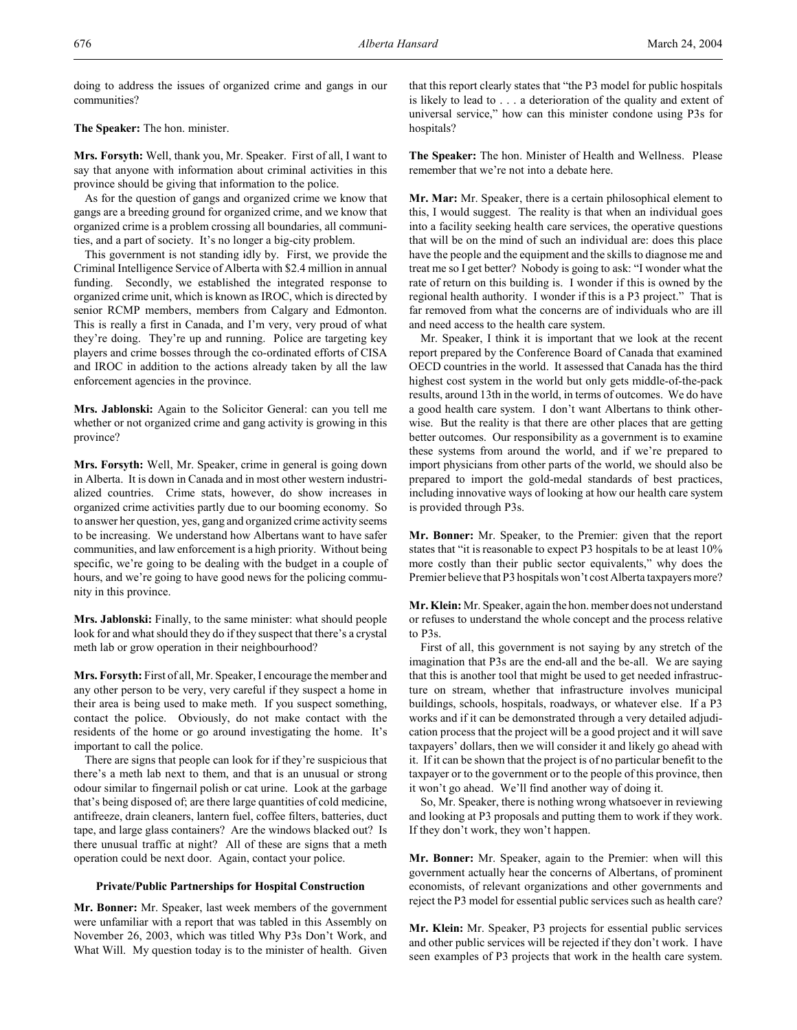doing to address the issues of organized crime and gangs in our communities?

**The Speaker:** The hon. minister.

**Mrs. Forsyth:** Well, thank you, Mr. Speaker. First of all, I want to say that anyone with information about criminal activities in this province should be giving that information to the police.

As for the question of gangs and organized crime we know that gangs are a breeding ground for organized crime, and we know that organized crime is a problem crossing all boundaries, all communities, and a part of society. It's no longer a big-city problem.

This government is not standing idly by. First, we provide the Criminal Intelligence Service of Alberta with $2.4 million in annual funding. Secondly, we established the integrated response to organized crime unit, which is known as IROC, which is directed by senior RCMP members, members from Calgary and Edmonton. This is really a first in Canada, and I'm very, very proud of what they're doing. They're up and running. Police are targeting key players and crime bosses through the co-ordinated efforts of CISA and IROC in addition to the actions already taken by all the law enforcement agencies in the province.

**Mrs. Jablonski:** Again to the Solicitor General: can you tell me whether or not organized crime and gang activity is growing in this province?

**Mrs. Forsyth:** Well, Mr. Speaker, crime in general is going down in Alberta. It is down in Canada and in most other western industrialized countries. Crime stats, however, do show increases in organized crime activities partly due to our booming economy. So to answer her question, yes, gang and organized crime activity seems to be increasing. We understand how Albertans want to have safer communities, and law enforcement is a high priority. Without being specific, we're going to be dealing with the budget in a couple of hours, and we're going to have good news for the policing community in this province.

**Mrs. Jablonski:** Finally, to the same minister: what should people look for and what should they do if they suspect that there's a crystal meth lab or grow operation in their neighbourhood?

**Mrs. Forsyth:** First of all, Mr. Speaker, I encourage the member and any other person to be very, very careful if they suspect a home in their area is being used to make meth. If you suspect something, contact the police. Obviously, do not make contact with the residents of the home or go around investigating the home. It's important to call the police.

There are signs that people can look for if they're suspicious that there's a meth lab next to them, and that is an unusual or strong odour similar to fingernail polish or cat urine. Look at the garbage that's being disposed of; are there large quantities of cold medicine, antifreeze, drain cleaners, lantern fuel, coffee filters, batteries, duct tape, and large glass containers? Are the windows blacked out? Is there unusual traffic at night? All of these are signs that a meth operation could be next door. Again, contact your police.

### Private/Public Partnerships for Hospital Construction

**Mr. Bonner:** Mr. Speaker, last week members of the government were unfamiliar with a report that was tabled in this Assembly on November 26, 2003, which was titled Why P3s Don't Work, and What Will. My question today is to the minister of health. Given that this report clearly states that "the P3 model for public hospitals is likely to lead to . . . a deterioration of the quality and extent of universal service," how can this minister condone using P3s for hospitals?

**The Speaker:** The hon. Minister of Health and Wellness. Please remember that we're not into a debate here.

**Mr. Mar:** Mr. Speaker, there is a certain philosophical element to this, I would suggest. The reality is that when an individual goes into a facility seeking health care services, the operative questions that will be on the mind of such an individual are: does this place have the people and the equipment and the skills to diagnose me and treat me so I get better? Nobody is going to ask: "I wonder what the rate of return on this building is. I wonder if this is owned by the regional health authority. I wonder if this is a P3 project." That is far removed from what the concerns are of individuals who are ill and need access to the health care system.

Mr. Speaker, I think it is important that we look at the recent report prepared by the Conference Board of Canada that examined OECD countries in the world. It assessed that Canada has the third highest cost system in the world but only gets middle-of-the-pack results, around 13th in the world, in terms of outcomes. We do have a good health care system. I don't want Albertans to think otherwise. But the reality is that there are other places that are getting better outcomes. Our responsibility as a government is to examine these systems from around the world, and if we're prepared to import physicians from other parts of the world, we should also be prepared to import the gold-medal standards of best practices, including innovative ways of looking at how our health care system is provided through P3s.

**Mr. Bonner:** Mr. Speaker, to the Premier: given that the report states that "it is reasonable to expect P3 hospitals to be at least 10% more costly than their public sector equivalents," why does the Premier believe that P3 hospitals won't cost Alberta taxpayers more?

**Mr. Klein:** Mr. Speaker, again the hon. member does not understand or refuses to understand the whole concept and the process relative to P3s.

First of all, this government is not saying by any stretch of the imagination that P3s are the end-all and the be-all. We are saying that this is another tool that might be used to get needed infrastructure on stream, whether that infrastructure involves municipal buildings, schools, hospitals, roadways, or whatever else. If a P3 works and if it can be demonstrated through a very detailed adjudication process that the project will be a good project and it will save taxpayers' dollars, then we will consider it and likely go ahead with it. If it can be shown that the project is of no particular benefit to the taxpayer or to the government or to the people of this province, then it won't go ahead. We'll find another way of doing it.

So, Mr. Speaker, there is nothing wrong whatsoever in reviewing and looking at P3 proposals and putting them to work if they work. If they don't work, they won't happen.

**Mr. Bonner:** Mr. Speaker, again to the Premier: when will this government actually hear the concerns of Albertans, of prominent economists, of relevant organizations and other governments and reject the P3 model for essential public services such as health care?

**Mr. Klein:** Mr. Speaker, P3 projects for essential public services and other public services will be rejected if they don't work. I have seen examples of P3 projects that work in the health care system.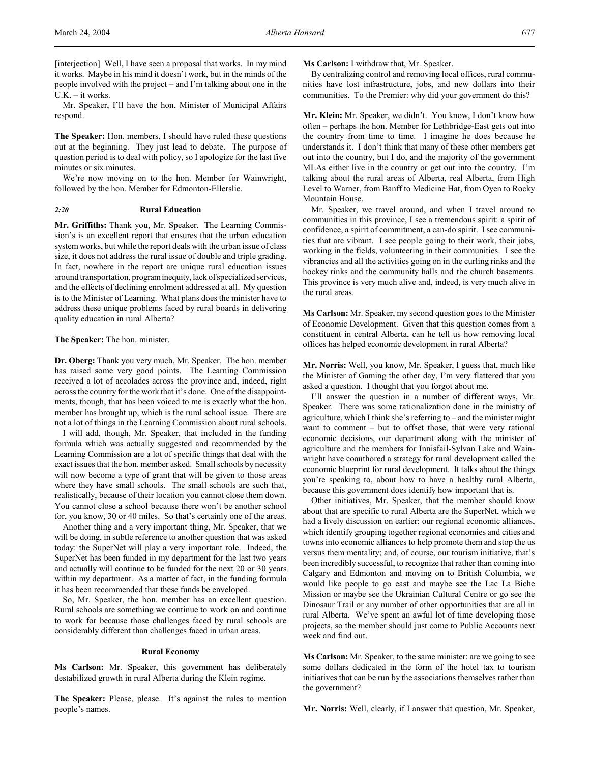[interjection] Well, I have seen a proposal that works. In my mind it works. Maybe in his mind it doesn't work, but in the minds of the people involved with the project – and I'm talking about one in the U.K. – it works.

Mr. Speaker, I'll have the hon. Minister of Municipal Affairs respond.

**The Speaker:** Hon. members, I should have ruled these questions out at the beginning. They just lead to debate. The purpose of question period is to deal with policy, so I apologize for the last five minutes or six minutes.

We're now moving on to the hon. Member for Wainwright, followed by the hon. Member for Edmonton-Ellerslie.

### *2:20* Rural Education

**Mr. Griffiths:** Thank you, Mr. Speaker. The Learning Commission's is an excellent report that ensures that the urban education system works, but while the report deals with the urban issue of class size, it does not address the rural issue of double and triple grading. In fact, nowhere in the report are unique rural education issues around transportation, program inequity, lack of specialized services, and the effects of declining enrolment addressed at all. My question is to the Minister of Learning. What plans does the minister have to address these unique problems faced by rural boards in delivering quality education in rural Alberta?

**The Speaker:** The hon. minister.

**Dr. Oberg:** Thank you very much, Mr. Speaker. The hon. member has raised some very good points. The Learning Commission received a lot of accolades across the province and, indeed, right across the country for the work that it's done. One of the disappointments, though, that has been voiced to me is exactly what the hon. member has brought up, which is the rural school issue. There are not a lot of things in the Learning Commission about rural schools.

I will add, though, Mr. Speaker, that included in the funding formula which was actually suggested and recommended by the Learning Commission are a lot of specific things that deal with the exact issues that the hon. member asked. Small schools by necessity will now become a type of grant that will be given to those areas where they have small schools. The small schools are such that, realistically, because of their location you cannot close them down. You cannot close a school because there won't be another school for, you know, 30 or 40 miles. So that's certainly one of the areas.

Another thing and a very important thing, Mr. Speaker, that we will be doing, in subtle reference to another question that was asked today: the SuperNet will play a very important role. Indeed, the SuperNet has been funded in my department for the last two years and actually will continue to be funded for the next 20 or 30 years within my department. As a matter of fact, in the funding formula it has been recommended that these funds be enveloped.

So, Mr. Speaker, the hon. member has an excellent question. Rural schools are something we continue to work on and continue to work for because those challenges faced by rural schools are considerably different than challenges faced in urban areas.

### Rural Economy

**Ms Carlson:** Mr. Speaker, this government has deliberately destabilized growth in rural Alberta during the Klein regime.

**The Speaker:** Please, please. It's against the rules to mention people's names.

**Ms Carlson:** I withdraw that, Mr. Speaker.

By centralizing control and removing local offices, rural communities have lost infrastructure, jobs, and new dollars into their communities. To the Premier: why did your government do this?

**Mr. Klein:** Mr. Speaker, we didn't. You know, I don't know how often – perhaps the hon. Member for Lethbridge-East gets out into the country from time to time. I imagine he does because he understands it. I don't think that many of these other members get out into the country, but I do, and the majority of the government MLAs either live in the country or get out into the country. I'm talking about the rural areas of Alberta, real Alberta, from High Level to Warner, from Banff to Medicine Hat, from Oyen to Rocky Mountain House.

Mr. Speaker, we travel around, and when I travel around to communities in this province, I see a tremendous spirit: a spirit of confidence, a spirit of commitment, a can-do spirit. I see communities that are vibrant. I see people going to their work, their jobs, working in the fields, volunteering in their communities. I see the vibrancies and all the activities going on in the curling rinks and the hockey rinks and the community halls and the church basements. This province is very much alive and, indeed, is very much alive in the rural areas.

**Ms Carlson:** Mr. Speaker, my second question goes to the Minister of Economic Development. Given that this question comes from a constituent in central Alberta, can he tell us how removing local offices has helped economic development in rural Alberta?

**Mr. Norris:** Well, you know, Mr. Speaker, I guess that, much like the Minister of Gaming the other day, I'm very flattered that you asked a question. I thought that you forgot about me.

I'll answer the question in a number of different ways, Mr. Speaker. There was some rationalization done in the ministry of agriculture, which I think she's referring to – and the minister might want to comment – but to offset those, that were very rational economic decisions, our department along with the minister of agriculture and the members for Innisfail-Sylvan Lake and Wainwright have coauthored a strategy for rural development called the economic blueprint for rural development. It talks about the things you're speaking to, about how to have a healthy rural Alberta, because this government does identify how important that is.

Other initiatives, Mr. Speaker, that the member should know about that are specific to rural Alberta are the SuperNet, which we had a lively discussion on earlier; our regional economic alliances, which identify grouping together regional economies and cities and towns into economic alliances to help promote them and stop the us versus them mentality; and, of course, our tourism initiative, that's been incredibly successful, to recognize that rather than coming into Calgary and Edmonton and moving on to British Columbia, we would like people to go east and maybe see the Lac La Biche Mission or maybe see the Ukrainian Cultural Centre or go see the Dinosaur Trail or any number of other opportunities that are all in rural Alberta. We've spent an awful lot of time developing those projects, so the member should just come to Public Accounts next week and find out.

**Ms Carlson:** Mr. Speaker, to the same minister: are we going to see some dollars dedicated in the form of the hotel tax to tourism initiatives that can be run by the associations themselves rather than the government?

**Mr. Norris:** Well, clearly, if I answer that question, Mr. Speaker,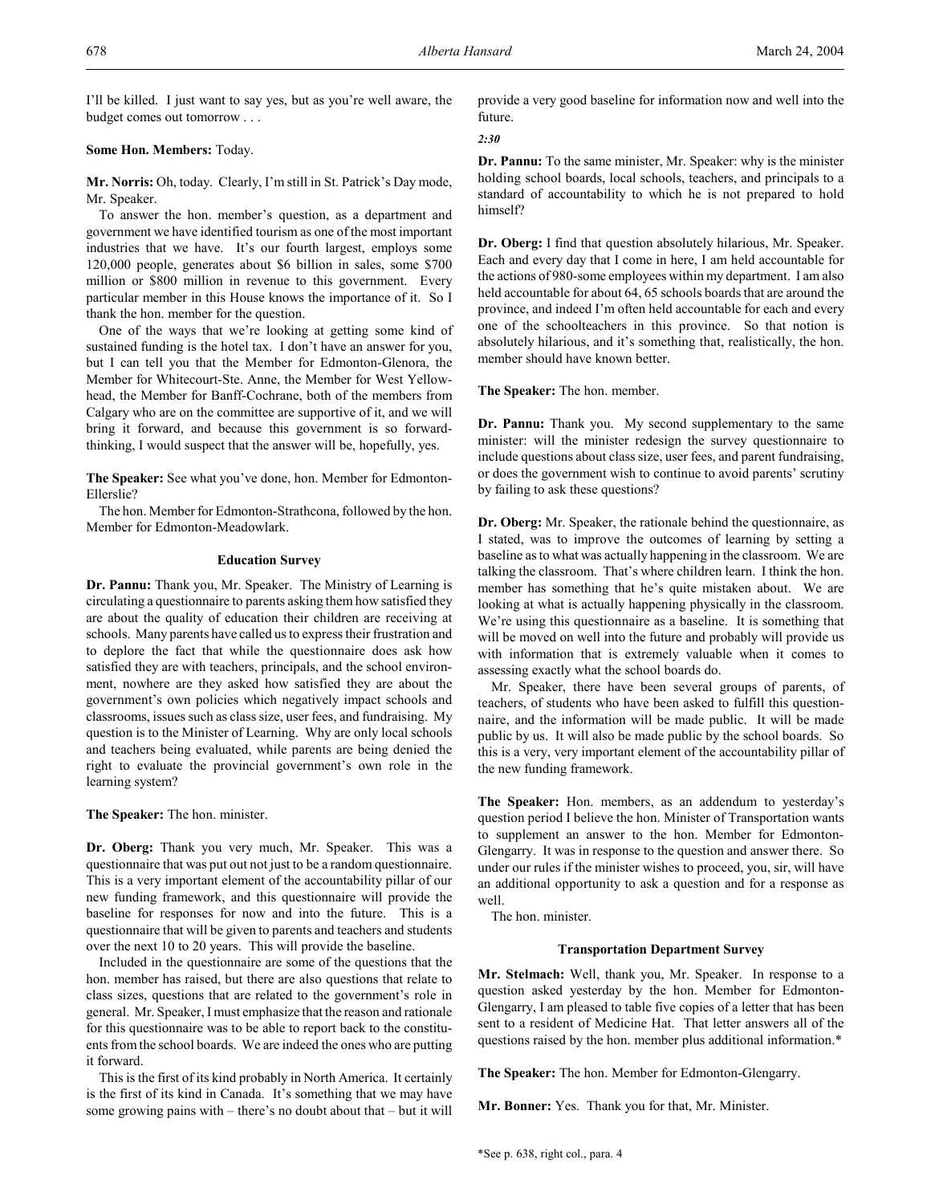I'll be killed. I just want to say yes, but as you're well aware, the budget comes out tomorrow . . .

**Some Hon. Members:** Today.

**Mr. Norris:** Oh, today. Clearly, I'm still in St. Patrick's Day mode, Mr. Speaker.

To answer the hon. member's question, as a department and government we have identified tourism as one of the most important industries that we have. It's our fourth largest, employs some 120,000 people, generates about $6 billion in sales, some $700 million or $800 million in revenue to this government. Every particular member in this House knows the importance of it. So I thank the hon. member for the question.

One of the ways that we're looking at getting some kind of sustained funding is the hotel tax. I don't have an answer for you, but I can tell you that the Member for Edmonton-Glenora, the Member for Whitecourt-Ste. Anne, the Member for West Yellowhead, the Member for Banff-Cochrane, both of the members from Calgary who are on the committee are supportive of it, and we will bring it forward, and because this government is so forward-thinking, I would suspect that the answer will be, hopefully, yes.

**The Speaker:** See what you've done, hon. Member for Edmonton-Ellerslie?

The hon. Member for Edmonton-Strathcona, followed by the hon. Member for Edmonton-Meadowlark.

### Education Survey

**Dr. Pannu:** Thank you, Mr. Speaker. The Ministry of Learning is circulating a questionnaire to parents asking them how satisfied they are about the quality of education their children are receiving at schools. Many parents have called us to express their frustration and to deplore the fact that while the questionnaire does ask how satisfied they are with teachers, principals, and the school environment, nowhere are they asked how satisfied they are about the government's own policies which negatively impact schools and classrooms, issues such as class size, user fees, and fundraising. My question is to the Minister of Learning. Why are only local schools and teachers being evaluated, while parents are being denied the right to evaluate the provincial government's own role in the learning system?

**The Speaker:** The hon. minister.

**Dr. Oberg:** Thank you very much, Mr. Speaker. This was a questionnaire that was put out not just to be a random questionnaire. This is a very important element of the accountability pillar of our new funding framework, and this questionnaire will provide the baseline for responses for now and into the future. This is a questionnaire that will be given to parents and teachers and students over the next 10 to 20 years. This will provide the baseline.

Included in the questionnaire are some of the questions that the hon. member has raised, but there are also questions that relate to class sizes, questions that are related to the government's role in general. Mr. Speaker, I must emphasize that the reason and rationale for this questionnaire was to be able to report back to the constituents from the school boards. We are indeed the ones who are putting it forward.

This is the first of its kind probably in North America. It certainly is the first of its kind in Canada. It's something that we may have some growing pains with – there's no doubt about that – but it will provide a very good baseline for information now and well into the future.

*2:30*

**Dr. Pannu:** To the same minister, Mr. Speaker: why is the minister holding school boards, local schools, teachers, and principals to a standard of accountability to which he is not prepared to hold himself?

**Dr. Oberg:** I find that question absolutely hilarious, Mr. Speaker. Each and every day that I come in here, I am held accountable for the actions of 980-some employees within my department. I am also held accountable for about 64, 65 schools boards that are around the province, and indeed I'm often held accountable for each and every one of the schoolteachers in this province. So that notion is absolutely hilarious, and it's something that, realistically, the hon. member should have known better.

**The Speaker:** The hon. member.

**Dr. Pannu:** Thank you. My second supplementary to the same minister: will the minister redesign the survey questionnaire to include questions about class size, user fees, and parent fundraising, or does the government wish to continue to avoid parents' scrutiny by failing to ask these questions?

**Dr. Oberg:** Mr. Speaker, the rationale behind the questionnaire, as I stated, was to improve the outcomes of learning by setting a baseline as to what was actually happening in the classroom. We are talking the classroom. That's where children learn. I think the hon. member has something that he's quite mistaken about. We are looking at what is actually happening physically in the classroom. We're using this questionnaire as a baseline. It is something that will be moved on well into the future and probably will provide us with information that is extremely valuable when it comes to assessing exactly what the school boards do.

Mr. Speaker, there have been several groups of parents, of teachers, of students who have been asked to fulfill this questionnaire, and the information will be made public. It will be made public by us. It will also be made public by the school boards. So this is a very, very important element of the accountability pillar of the new funding framework.

**The Speaker:** Hon. members, as an addendum to yesterday's question period I believe the hon. Minister of Transportation wants to supplement an answer to the hon. Member for Edmonton-Glengarry. It was in response to the question and answer there. So under our rules if the minister wishes to proceed, you, sir, will have an additional opportunity to ask a question and for a response as well.

The hon. minister.

### Transportation Department Survey

**Mr. Stelmach:** Well, thank you, Mr. Speaker. In response to a question asked yesterday by the hon. Member for Edmonton-Glengarry, I am pleased to table five copies of a letter that has been sent to a resident of Medicine Hat. That letter answers all of the questions raised by the hon. member plus additional information.*

**The Speaker:** The hon. Member for Edmonton-Glengarry.

**Mr. Bonner:** Yes. Thank you for that, Mr. Minister.

*See p. 638, right col., para. 4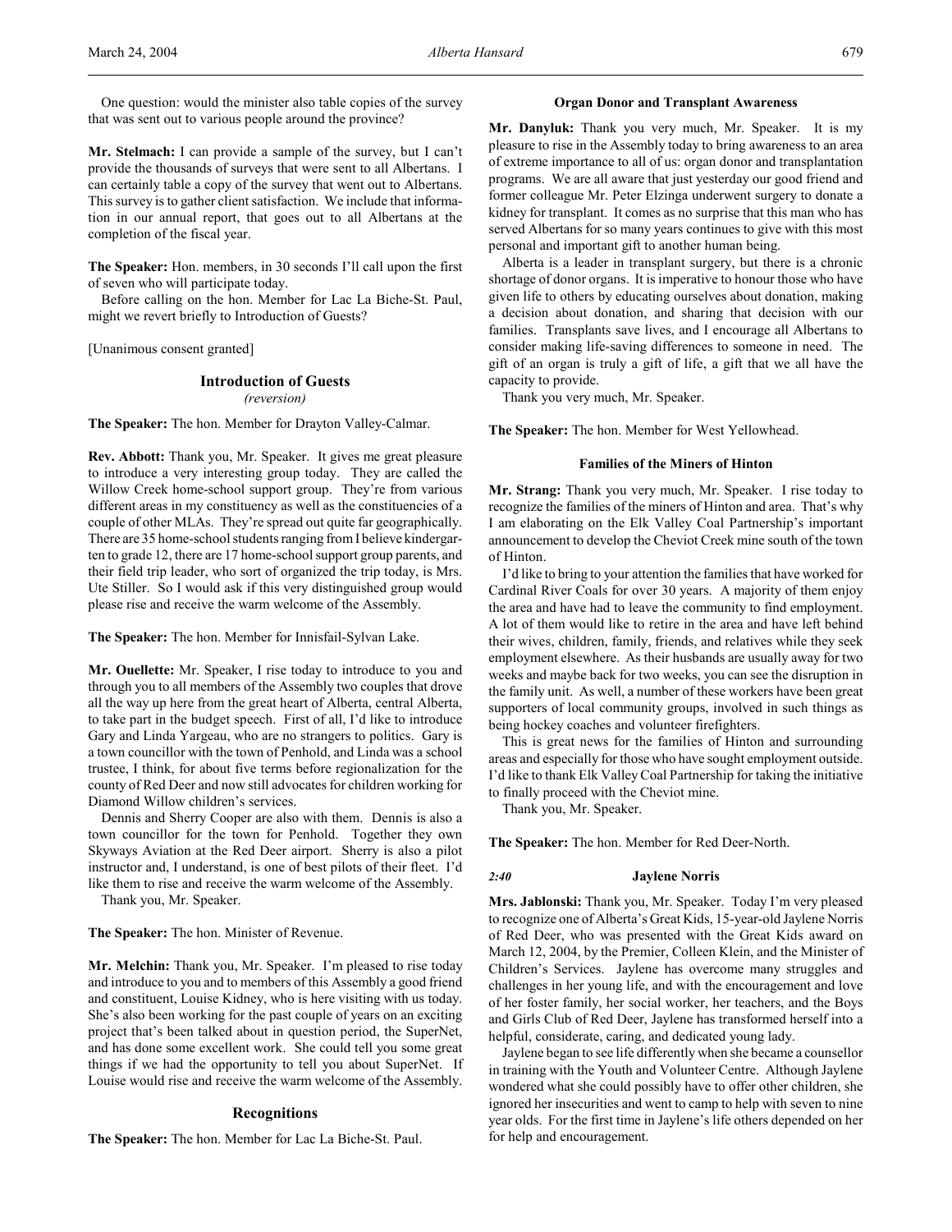One question: would the minister also table copies of the survey that was sent out to various people around the province?

**Mr. Stelmach:** I can provide a sample of the survey, but I can't provide the thousands of surveys that were sent to all Albertans. I can certainly table a copy of the survey that went out to Albertans. This survey is to gather client satisfaction. We include that information in our annual report, that goes out to all Albertans at the completion of the fiscal year.

**The Speaker:** Hon. members, in 30 seconds I'll call upon the first of seven who will participate today.

Before calling on the hon. Member for Lac La Biche-St. Paul, might we revert briefly to Introduction of Guests?

[Unanimous consent granted]

## Introduction of Guests
*(reversion)*

**The Speaker:** The hon. Member for Drayton Valley-Calmar.

**Rev. Abbott:** Thank you, Mr. Speaker. It gives me great pleasure to introduce a very interesting group today. They are called the Willow Creek home-school support group. They're from various different areas in my constituency as well as the constituencies of a couple of other MLAs. They're spread out quite far geographically. There are 35 home-school students ranging from I believe kindergarten to grade 12, there are 17 home-school support group parents, and their field trip leader, who sort of organized the trip today, is Mrs. Ute Stiller. So I would ask if this very distinguished group would please rise and receive the warm welcome of the Assembly.

**The Speaker:** The hon. Member for Innisfail-Sylvan Lake.

**Mr. Ouellette:** Mr. Speaker, I rise today to introduce to you and through you to all members of the Assembly two couples that drove all the way up here from the great heart of Alberta, central Alberta, to take part in the budget speech. First of all, I'd like to introduce Gary and Linda Yargeau, who are no strangers to politics. Gary is a town councillor with the town of Penhold, and Linda was a school trustee, I think, for about five terms before regionalization for the county of Red Deer and now still advocates for children working for Diamond Willow children's services.

Dennis and Sherry Cooper are also with them. Dennis is also a town councillor for the town for Penhold. Together they own Skyways Aviation at the Red Deer airport. Sherry is also a pilot instructor and, I understand, is one of best pilots of their fleet. I'd like them to rise and receive the warm welcome of the Assembly.

Thank you, Mr. Speaker.

**The Speaker:** The hon. Minister of Revenue.

**Mr. Melchin:** Thank you, Mr. Speaker. I'm pleased to rise today and introduce to you and to members of this Assembly a good friend and constituent, Louise Kidney, who is here visiting with us today. She's also been working for the past couple of years on an exciting project that's been talked about in question period, the SuperNet, and has done some excellent work. She could tell you some great things if we had the opportunity to tell you about SuperNet. If Louise would rise and receive the warm welcome of the Assembly.

## Recognitions

**The Speaker:** The hon. Member for Lac La Biche-St. Paul.

### Organ Donor and Transplant Awareness

**Mr. Danyluk:** Thank you very much, Mr. Speaker. It is my pleasure to rise in the Assembly today to bring awareness to an area of extreme importance to all of us: organ donor and transplantation programs. We are all aware that just yesterday our good friend and former colleague Mr. Peter Elzinga underwent surgery to donate a kidney for transplant. It comes as no surprise that this man who has served Albertans for so many years continues to give with this most personal and important gift to another human being.

Alberta is a leader in transplant surgery, but there is a chronic shortage of donor organs. It is imperative to honour those who have given life to others by educating ourselves about donation, making a decision about donation, and sharing that decision with our families. Transplants save lives, and I encourage all Albertans to consider making life-saving differences to someone in need. The gift of an organ is truly a gift of life, a gift that we all have the capacity to provide.

Thank you very much, Mr. Speaker.

**The Speaker:** The hon. Member for West Yellowhead.

### Families of the Miners of Hinton

**Mr. Strang:** Thank you very much, Mr. Speaker. I rise today to recognize the families of the miners of Hinton and area. That's why I am elaborating on the Elk Valley Coal Partnership's important announcement to develop the Cheviot Creek mine south of the town of Hinton.

I'd like to bring to your attention the families that have worked for Cardinal River Coals for over 30 years. A majority of them enjoy the area and have had to leave the community to find employment. A lot of them would like to retire in the area and have left behind their wives, children, family, friends, and relatives while they seek employment elsewhere. As their husbands are usually away for two weeks and maybe back for two weeks, you can see the disruption in the family unit. As well, a number of these workers have been great supporters of local community groups, involved in such things as being hockey coaches and volunteer firefighters.

This is great news for the families of Hinton and surrounding areas and especially for those who have sought employment outside. I'd like to thank Elk Valley Coal Partnership for taking the initiative to finally proceed with the Cheviot mine.

Thank you, Mr. Speaker.

**The Speaker:** The hon. Member for Red Deer-North.

*2:40*

### Jaylene Norris

**Mrs. Jablonski:** Thank you, Mr. Speaker. Today I'm very pleased to recognize one of Alberta's Great Kids, 15-year-old Jaylene Norris of Red Deer, who was presented with the Great Kids award on March 12, 2004, by the Premier, Colleen Klein, and the Minister of Children's Services. Jaylene has overcome many struggles and challenges in her young life, and with the encouragement and love of her foster family, her social worker, her teachers, and the Boys and Girls Club of Red Deer, Jaylene has transformed herself into a helpful, considerate, caring, and dedicated young lady.

Jaylene began to see life differently when she became a counsellor in training with the Youth and Volunteer Centre. Although Jaylene wondered what she could possibly have to offer other children, she ignored her insecurities and went to camp to help with seven to nine year olds. For the first time in Jaylene's life others depended on her for help and encouragement.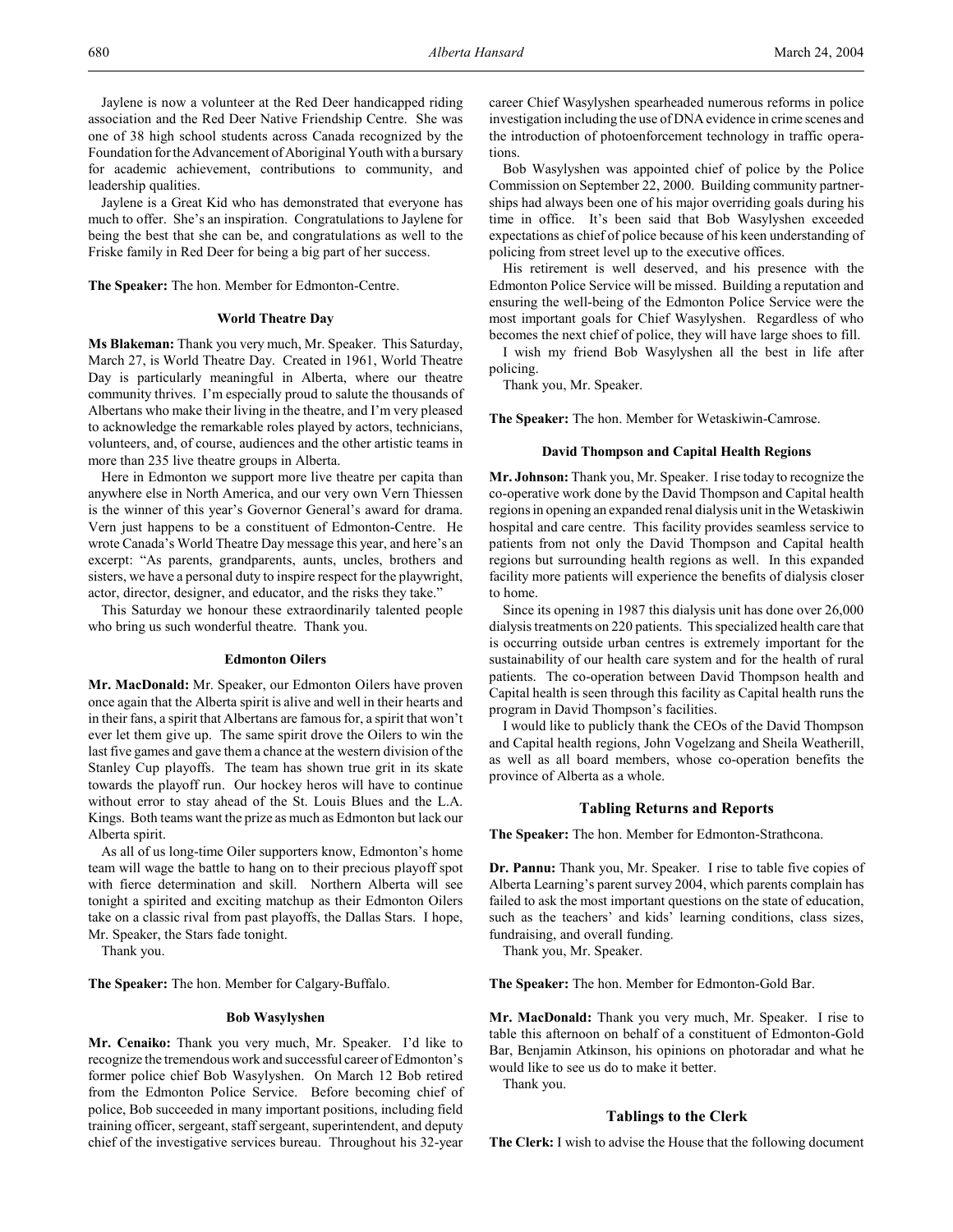Jaylene is now a volunteer at the Red Deer handicapped riding association and the Red Deer Native Friendship Centre. She was one of 38 high school students across Canada recognized by the Foundation for the Advancement of Aboriginal Youth with a bursary for academic achievement, contributions to community, and leadership qualities.

Jaylene is a Great Kid who has demonstrated that everyone has much to offer. She's an inspiration. Congratulations to Jaylene for being the best that she can be, and congratulations as well to the Friske family in Red Deer for being a big part of her success.

**The Speaker:** The hon. Member for Edmonton-Centre.

#### World Theatre Day

**Ms Blakeman:** Thank you very much, Mr. Speaker. This Saturday, March 27, is World Theatre Day. Created in 1961, World Theatre Day is particularly meaningful in Alberta, where our theatre community thrives. I'm especially proud to salute the thousands of Albertans who make their living in the theatre, and I'm very pleased to acknowledge the remarkable roles played by actors, technicians, volunteers, and, of course, audiences and the other artistic teams in more than 235 live theatre groups in Alberta.

Here in Edmonton we support more live theatre per capita than anywhere else in North America, and our very own Vern Thiessen is the winner of this year's Governor General's award for drama. Vern just happens to be a constituent of Edmonton-Centre. He wrote Canada's World Theatre Day message this year, and here's an excerpt: "As parents, grandparents, aunts, uncles, brothers and sisters, we have a personal duty to inspire respect for the playwright, actor, director, designer, and educator, and the risks they take."

This Saturday we honour these extraordinarily talented people who bring us such wonderful theatre. Thank you.

#### Edmonton Oilers

**Mr. MacDonald:** Mr. Speaker, our Edmonton Oilers have proven once again that the Alberta spirit is alive and well in their hearts and in their fans, a spirit that Albertans are famous for, a spirit that won't ever let them give up. The same spirit drove the Oilers to win the last five games and gave them a chance at the western division of the Stanley Cup playoffs. The team has shown true grit in its skate towards the playoff run. Our hockey heros will have to continue without error to stay ahead of the St. Louis Blues and the L.A. Kings. Both teams want the prize as much as Edmonton but lack our Alberta spirit.

As all of us long-time Oiler supporters know, Edmonton's home team will wage the battle to hang on to their precious playoff spot with fierce determination and skill. Northern Alberta will see tonight a spirited and exciting matchup as their Edmonton Oilers take on a classic rival from past playoffs, the Dallas Stars. I hope, Mr. Speaker, the Stars fade tonight.

Thank you.

**The Speaker:** The hon. Member for Calgary-Buffalo.

#### Bob Wasylyshen

**Mr. Cenaiko:** Thank you very much, Mr. Speaker. I'd like to recognize the tremendous work and successful career of Edmonton's former police chief Bob Wasylyshen. On March 12 Bob retired from the Edmonton Police Service. Before becoming chief of police, Bob succeeded in many important positions, including field training officer, sergeant, staff sergeant, superintendent, and deputy chief of the investigative services bureau. Throughout his 32-year career Chief Wasylyshen spearheaded numerous reforms in police investigation including the use of DNA evidence in crime scenes and the introduction of photoenforcement technology in traffic operations.

Bob Wasylyshen was appointed chief of police by the Police Commission on September 22, 2000. Building community partnerships had always been one of his major overriding goals during his time in office. It's been said that Bob Wasylyshen exceeded expectations as chief of police because of his keen understanding of policing from street level up to the executive offices.

His retirement is well deserved, and his presence with the Edmonton Police Service will be missed. Building a reputation and ensuring the well-being of the Edmonton Police Service were the most important goals for Chief Wasylyshen. Regardless of who becomes the next chief of police, they will have large shoes to fill.

I wish my friend Bob Wasylyshen all the best in life after policing.

Thank you, Mr. Speaker.

**The Speaker:** The hon. Member for Wetaskiwin-Camrose.

#### David Thompson and Capital Health Regions

**Mr. Johnson:** Thank you, Mr. Speaker. I rise today to recognize the co-operative work done by the David Thompson and Capital health regions in opening an expanded renal dialysis unit in the Wetaskiwin hospital and care centre. This facility provides seamless service to patients from not only the David Thompson and Capital health regions but surrounding health regions as well. In this expanded facility more patients will experience the benefits of dialysis closer to home.

Since its opening in 1987 this dialysis unit has done over 26,000 dialysis treatments on 220 patients. This specialized health care that is occurring outside urban centres is extremely important for the sustainability of our health care system and for the health of rural patients. The co-operation between David Thompson health and Capital health is seen through this facility as Capital health runs the program in David Thompson's facilities.

I would like to publicly thank the CEOs of the David Thompson and Capital health regions, John Vogelzang and Sheila Weatherill, as well as all board members, whose co-operation benefits the province of Alberta as a whole.

### Tabling Returns and Reports

**The Speaker:** The hon. Member for Edmonton-Strathcona.

**Dr. Pannu:** Thank you, Mr. Speaker. I rise to table five copies of Alberta Learning's parent survey 2004, which parents complain has failed to ask the most important questions on the state of education, such as the teachers' and kids' learning conditions, class sizes, fundraising, and overall funding.

Thank you, Mr. Speaker.

**The Speaker:** The hon. Member for Edmonton-Gold Bar.

**Mr. MacDonald:** Thank you very much, Mr. Speaker. I rise to table this afternoon on behalf of a constituent of Edmonton-Gold Bar, Benjamin Atkinson, his opinions on photoradar and what he would like to see us do to make it better.

Thank you.

### Tablings to the Clerk

**The Clerk:** I wish to advise the House that the following document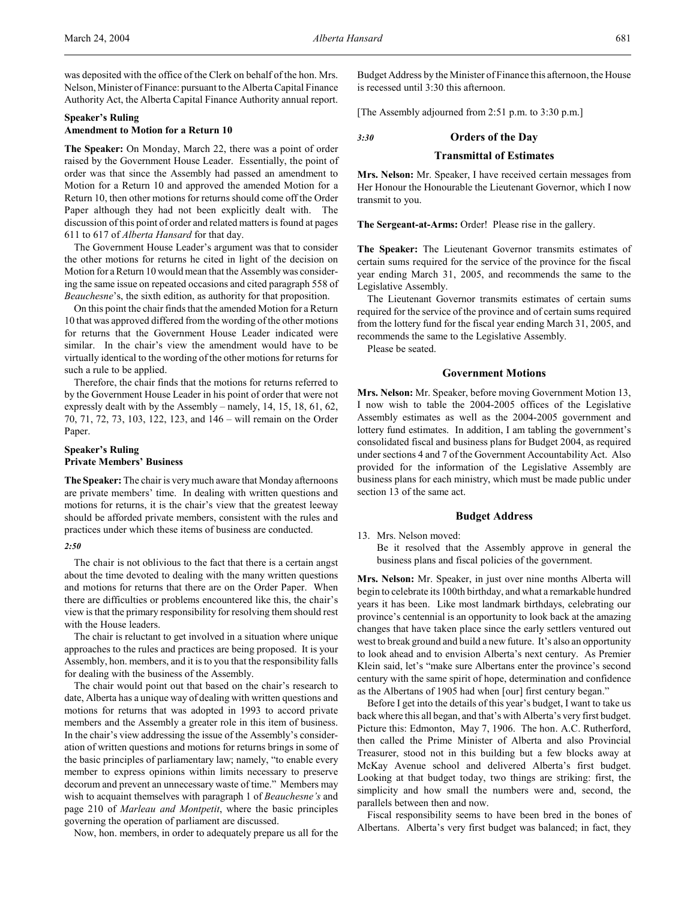was deposited with the office of the Clerk on behalf of the hon. Mrs. Nelson, Minister of Finance: pursuant to the Alberta Capital Finance Authority Act, the Alberta Capital Finance Authority annual report.

### Speaker's Ruling
### Amendment to Motion for a Return 10

**The Speaker:** On Monday, March 22, there was a point of order raised by the Government House Leader. Essentially, the point of order was that since the Assembly had passed an amendment to Motion for a Return 10 and approved the amended Motion for a Return 10, then other motions for returns should come off the Order Paper although they had not been explicitly dealt with. The discussion of this point of order and related matters is found at pages 611 to 617 of *Alberta Hansard* for that day.

The Government House Leader's argument was that to consider the other motions for returns he cited in light of the decision on Motion for a Return 10 would mean that the Assembly was considering the same issue on repeated occasions and cited paragraph 558 of *Beauchesne*'s, the sixth edition, as authority for that proposition.

On this point the chair finds that the amended Motion for a Return 10 that was approved differed from the wording of the other motions for returns that the Government House Leader indicated were similar. In the chair's view the amendment would have to be virtually identical to the wording of the other motions for returns for such a rule to be applied.

Therefore, the chair finds that the motions for returns referred to by the Government House Leader in his point of order that were not expressly dealt with by the Assembly – namely, 14, 15, 18, 61, 62, 70, 71, 72, 73, 103, 122, 123, and 146 – will remain on the Order Paper.

### Speaker's Ruling
### Private Members' Business

**The Speaker:** The chair is very much aware that Monday afternoons are private members' time. In dealing with written questions and motions for returns, it is the chair's view that the greatest leeway should be afforded private members, consistent with the rules and practices under which these items of business are conducted.

*2:50*

The chair is not oblivious to the fact that there is a certain angst about the time devoted to dealing with the many written questions and motions for returns that there are on the Order Paper. When there are difficulties or problems encountered like this, the chair's view is that the primary responsibility for resolving them should rest with the House leaders.

The chair is reluctant to get involved in a situation where unique approaches to the rules and practices are being proposed. It is your Assembly, hon. members, and it is to you that the responsibility falls for dealing with the business of the Assembly.

The chair would point out that based on the chair's research to date, Alberta has a unique way of dealing with written questions and motions for returns that was adopted in 1993 to accord private members and the Assembly a greater role in this item of business. In the chair's view addressing the issue of the Assembly's consideration of written questions and motions for returns brings in some of the basic principles of parliamentary law; namely, "to enable every member to express opinions within limits necessary to preserve decorum and prevent an unnecessary waste of time." Members may wish to acquaint themselves with paragraph 1 of *Beauchesne's* and page 210 of *Marleau and Montpetit*, where the basic principles governing the operation of parliament are discussed.

Now, hon. members, in order to adequately prepare us all for the Budget Address by the Minister of Finance this afternoon, the House is recessed until 3:30 this afternoon.

[The Assembly adjourned from 2:51 p.m. to 3:30 p.m.]

*3:30*

## Orders of the Day

### Transmittal of Estimates

**Mrs. Nelson:** Mr. Speaker, I have received certain messages from Her Honour the Honourable the Lieutenant Governor, which I now transmit to you.

**The Sergeant-at-Arms:** Order! Please rise in the gallery.

**The Speaker:** The Lieutenant Governor transmits estimates of certain sums required for the service of the province for the fiscal year ending March 31, 2005, and recommends the same to the Legislative Assembly.

The Lieutenant Governor transmits estimates of certain sums required for the service of the province and of certain sums required from the lottery fund for the fiscal year ending March 31, 2005, and recommends the same to the Legislative Assembly.

Please be seated.

### Government Motions

**Mrs. Nelson:** Mr. Speaker, before moving Government Motion 13, I now wish to table the 2004-2005 offices of the Legislative Assembly estimates as well as the 2004-2005 government and lottery fund estimates. In addition, I am tabling the government's consolidated fiscal and business plans for Budget 2004, as required under sections 4 and 7 of the Government Accountability Act. Also provided for the information of the Legislative Assembly are business plans for each ministry, which must be made public under section 13 of the same act.

### Budget Address

13. Mrs. Nelson moved:

    Be it resolved that the Assembly approve in general the business plans and fiscal policies of the government.

**Mrs. Nelson:** Mr. Speaker, in just over nine months Alberta will begin to celebrate its 100th birthday, and what a remarkable hundred years it has been. Like most landmark birthdays, celebrating our province's centennial is an opportunity to look back at the amazing changes that have taken place since the early settlers ventured out west to break ground and build a new future. It's also an opportunity to look ahead and to envision Alberta's next century. As Premier Klein said, let's "make sure Albertans enter the province's second century with the same spirit of hope, determination and confidence as the Albertans of 1905 had when [our] first century began."

Before I get into the details of this year's budget, I want to take us back where this all began, and that's with Alberta's very first budget. Picture this: Edmonton, May 7, 1906. The hon. A.C. Rutherford, then called the Prime Minister of Alberta and also Provincial Treasurer, stood not in this building but a few blocks away at McKay Avenue school and delivered Alberta's first budget. Looking at that budget today, two things are striking: first, the simplicity and how small the numbers were and, second, the parallels between then and now.

Fiscal responsibility seems to have been bred in the bones of Albertans. Alberta's very first budget was balanced; in fact, they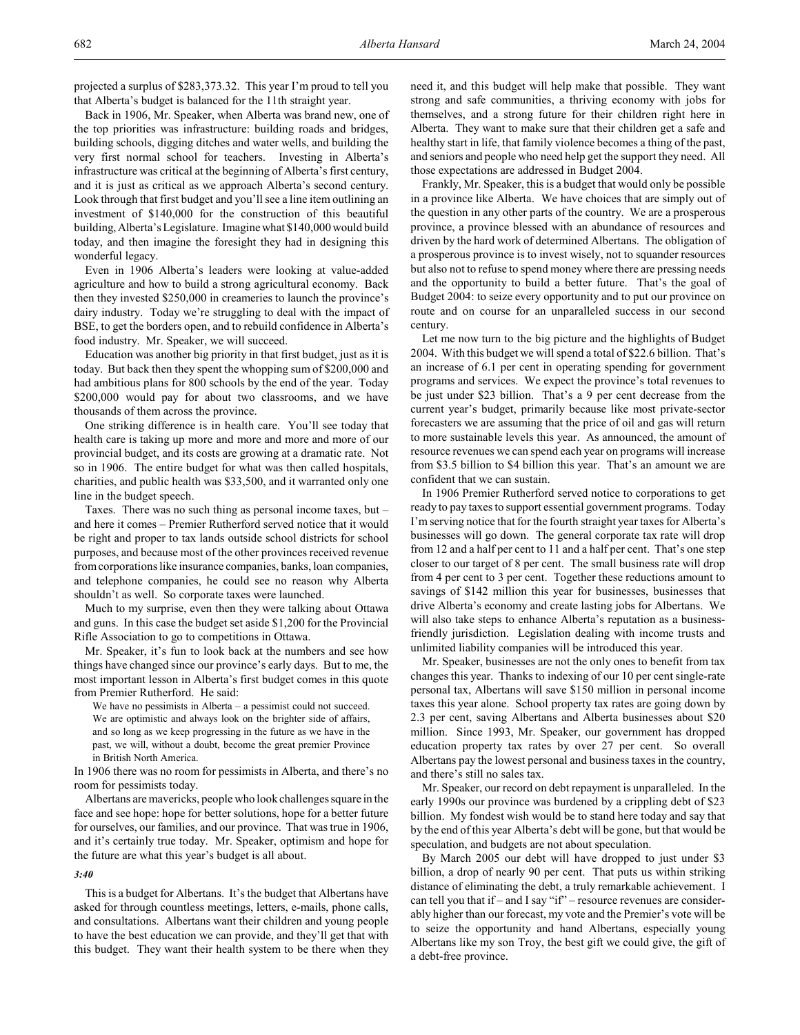projected a surplus of $283,373.32. This year I'm proud to tell you that Alberta's budget is balanced for the 11th straight year.

Back in 1906, Mr. Speaker, when Alberta was brand new, one of the top priorities was infrastructure: building roads and bridges, building schools, digging ditches and water wells, and building the very first normal school for teachers. Investing in Alberta's infrastructure was critical at the beginning of Alberta's first century, and it is just as critical as we approach Alberta's second century. Look through that first budget and you'll see a line item outlining an investment of $140,000 for the construction of this beautiful building, Alberta's Legislature. Imagine what $140,000 would build today, and then imagine the foresight they had in designing this wonderful legacy.

Even in 1906 Alberta's leaders were looking at value-added agriculture and how to build a strong agricultural economy. Back then they invested $250,000 in creameries to launch the province's dairy industry. Today we're struggling to deal with the impact of BSE, to get the borders open, and to rebuild confidence in Alberta's food industry. Mr. Speaker, we will succeed.

Education was another big priority in that first budget, just as it is today. But back then they spent the whopping sum of $200,000 and had ambitious plans for 800 schools by the end of the year. Today $200,000 would pay for about two classrooms, and we have thousands of them across the province.

One striking difference is in health care. You'll see today that health care is taking up more and more and more and more of our provincial budget, and its costs are growing at a dramatic rate. Not so in 1906. The entire budget for what was then called hospitals, charities, and public health was $33,500, and it warranted only one line in the budget speech.

Taxes. There was no such thing as personal income taxes, but – and here it comes – Premier Rutherford served notice that it would be right and proper to tax lands outside school districts for school purposes, and because most of the other provinces received revenue from corporations like insurance companies, banks, loan companies, and telephone companies, he could see no reason why Alberta shouldn't as well. So corporate taxes were launched.

Much to my surprise, even then they were talking about Ottawa and guns. In this case the budget set aside $1,200 for the Provincial Rifle Association to go to competitions in Ottawa.

Mr. Speaker, it's fun to look back at the numbers and see how things have changed since our province's early days. But to me, the most important lesson in Alberta's first budget comes in this quote from Premier Rutherford. He said:

> We have no pessimists in Alberta – a pessimist could not succeed. We are optimistic and always look on the brighter side of affairs, and so long as we keep progressing in the future as we have in the past, we will, without a doubt, become the great premier Province in British North America.

In 1906 there was no room for pessimists in Alberta, and there's no room for pessimists today.

Albertans are mavericks, people who look challenges square in the face and see hope: hope for better solutions, hope for a better future for ourselves, our families, and our province. That was true in 1906, and it's certainly true today. Mr. Speaker, optimism and hope for the future are what this year's budget is all about.

*3:40*

This is a budget for Albertans. It's the budget that Albertans have asked for through countless meetings, letters, e-mails, phone calls, and consultations. Albertans want their children and young people to have the best education we can provide, and they'll get that with this budget. They want their health system to be there when they need it, and this budget will help make that possible. They want strong and safe communities, a thriving economy with jobs for themselves, and a strong future for their children right here in Alberta. They want to make sure that their children get a safe and healthy start in life, that family violence becomes a thing of the past, and seniors and people who need help get the support they need. All those expectations are addressed in Budget 2004.

Frankly, Mr. Speaker, this is a budget that would only be possible in a province like Alberta. We have choices that are simply out of the question in any other parts of the country. We are a prosperous province, a province blessed with an abundance of resources and driven by the hard work of determined Albertans. The obligation of a prosperous province is to invest wisely, not to squander resources but also not to refuse to spend money where there are pressing needs and the opportunity to build a better future. That's the goal of Budget 2004: to seize every opportunity and to put our province on route and on course for an unparalleled success in our second century.

Let me now turn to the big picture and the highlights of Budget 2004. With this budget we will spend a total of $22.6 billion. That's an increase of 6.1 per cent in operating spending for government programs and services. We expect the province's total revenues to be just under $23 billion. That's a 9 per cent decrease from the current year's budget, primarily because like most private-sector forecasters we are assuming that the price of oil and gas will return to more sustainable levels this year. As announced, the amount of resource revenues we can spend each year on programs will increase from $3.5 billion to $4 billion this year. That's an amount we are confident that we can sustain.

In 1906 Premier Rutherford served notice to corporations to get ready to pay taxes to support essential government programs. Today I'm serving notice that for the fourth straight year taxes for Alberta's businesses will go down. The general corporate tax rate will drop from 12 and a half per cent to 11 and a half per cent. That's one step closer to our target of 8 per cent. The small business rate will drop from 4 per cent to 3 per cent. Together these reductions amount to savings of $142 million this year for businesses, businesses that drive Alberta's economy and create lasting jobs for Albertans. We will also take steps to enhance Alberta's reputation as a business-friendly jurisdiction. Legislation dealing with income trusts and unlimited liability companies will be introduced this year.

Mr. Speaker, businesses are not the only ones to benefit from tax changes this year. Thanks to indexing of our 10 per cent single-rate personal tax, Albertans will save $150 million in personal income taxes this year alone. School property tax rates are going down by 2.3 per cent, saving Albertans and Alberta businesses about $20 million. Since 1993, Mr. Speaker, our government has dropped education property tax rates by over 27 per cent. So overall Albertans pay the lowest personal and business taxes in the country, and there's still no sales tax.

Mr. Speaker, our record on debt repayment is unparalleled. In the early 1990s our province was burdened by a crippling debt of $23 billion. My fondest wish would be to stand here today and say that by the end of this year Alberta's debt will be gone, but that would be speculation, and budgets are not about speculation.

By March 2005 our debt will have dropped to just under $3 billion, a drop of nearly 90 per cent. That puts us within striking distance of eliminating the debt, a truly remarkable achievement. I can tell you that if – and I say "if" – resource revenues are considerably higher than our forecast, my vote and the Premier's vote will be to seize the opportunity and hand Albertans, especially young Albertans like my son Troy, the best gift we could give, the gift of a debt-free province.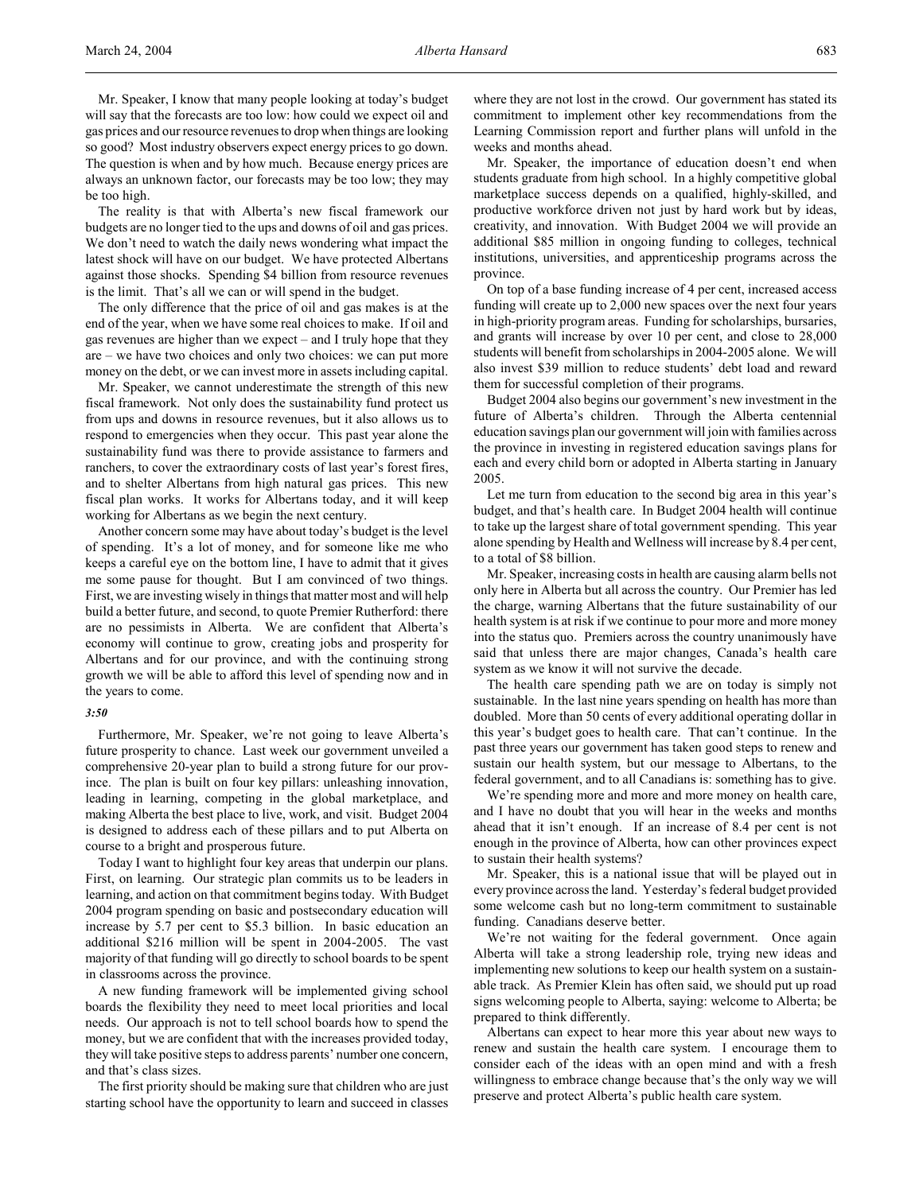Mr. Speaker, I know that many people looking at today's budget will say that the forecasts are too low: how could we expect oil and gas prices and our resource revenues to drop when things are looking so good? Most industry observers expect energy prices to go down. The question is when and by how much. Because energy prices are always an unknown factor, our forecasts may be too low; they may be too high.

The reality is that with Alberta's new fiscal framework our budgets are no longer tied to the ups and downs of oil and gas prices. We don't need to watch the daily news wondering what impact the latest shock will have on our budget. We have protected Albertans against those shocks. Spending $4 billion from resource revenues is the limit. That's all we can or will spend in the budget.

The only difference that the price of oil and gas makes is at the end of the year, when we have some real choices to make. If oil and gas revenues are higher than we expect – and I truly hope that they are – we have two choices and only two choices: we can put more money on the debt, or we can invest more in assets including capital.

Mr. Speaker, we cannot underestimate the strength of this new fiscal framework. Not only does the sustainability fund protect us from ups and downs in resource revenues, but it also allows us to respond to emergencies when they occur. This past year alone the sustainability fund was there to provide assistance to farmers and ranchers, to cover the extraordinary costs of last year's forest fires, and to shelter Albertans from high natural gas prices. This new fiscal plan works. It works for Albertans today, and it will keep working for Albertans as we begin the next century.

Another concern some may have about today's budget is the level of spending. It's a lot of money, and for someone like me who keeps a careful eye on the bottom line, I have to admit that it gives me some pause for thought. But I am convinced of two things. First, we are investing wisely in things that matter most and will help build a better future, and second, to quote Premier Rutherford: there are no pessimists in Alberta. We are confident that Alberta's economy will continue to grow, creating jobs and prosperity for Albertans and for our province, and with the continuing strong growth we will be able to afford this level of spending now and in the years to come.

*3:50*

Furthermore, Mr. Speaker, we're not going to leave Alberta's future prosperity to chance. Last week our government unveiled a comprehensive 20-year plan to build a strong future for our province. The plan is built on four key pillars: unleashing innovation, leading in learning, competing in the global marketplace, and making Alberta the best place to live, work, and visit. Budget 2004 is designed to address each of these pillars and to put Alberta on course to a bright and prosperous future.

Today I want to highlight four key areas that underpin our plans. First, on learning. Our strategic plan commits us to be leaders in learning, and action on that commitment begins today. With Budget 2004 program spending on basic and postsecondary education will increase by 5.7 per cent to $5.3 billion. In basic education an additional $216 million will be spent in 2004-2005. The vast majority of that funding will go directly to school boards to be spent in classrooms across the province.

A new funding framework will be implemented giving school boards the flexibility they need to meet local priorities and local needs. Our approach is not to tell school boards how to spend the money, but we are confident that with the increases provided today, they will take positive steps to address parents' number one concern, and that's class sizes.

The first priority should be making sure that children who are just starting school have the opportunity to learn and succeed in classes where they are not lost in the crowd. Our government has stated its commitment to implement other key recommendations from the Learning Commission report and further plans will unfold in the weeks and months ahead.

Mr. Speaker, the importance of education doesn't end when students graduate from high school. In a highly competitive global marketplace success depends on a qualified, highly-skilled, and productive workforce driven not just by hard work but by ideas, creativity, and innovation. With Budget 2004 we will provide an additional $85 million in ongoing funding to colleges, technical institutions, universities, and apprenticeship programs across the province.

On top of a base funding increase of 4 per cent, increased access funding will create up to 2,000 new spaces over the next four years in high-priority program areas. Funding for scholarships, bursaries, and grants will increase by over 10 per cent, and close to 28,000 students will benefit from scholarships in 2004-2005 alone. We will also invest $39 million to reduce students' debt load and reward them for successful completion of their programs.

Budget 2004 also begins our government's new investment in the future of Alberta's children. Through the Alberta centennial education savings plan our government will join with families across the province in investing in registered education savings plans for each and every child born or adopted in Alberta starting in January 2005.

Let me turn from education to the second big area in this year's budget, and that's health care. In Budget 2004 health will continue to take up the largest share of total government spending. This year alone spending by Health and Wellness will increase by 8.4 per cent, to a total of $8 billion.

Mr. Speaker, increasing costs in health are causing alarm bells not only here in Alberta but all across the country. Our Premier has led the charge, warning Albertans that the future sustainability of our health system is at risk if we continue to pour more and more money into the status quo. Premiers across the country unanimously have said that unless there are major changes, Canada's health care system as we know it will not survive the decade.

The health care spending path we are on today is simply not sustainable. In the last nine years spending on health has more than doubled. More than 50 cents of every additional operating dollar in this year's budget goes to health care. That can't continue. In the past three years our government has taken good steps to renew and sustain our health system, but our message to Albertans, to the federal government, and to all Canadians is: something has to give.

We're spending more and more and more money on health care, and I have no doubt that you will hear in the weeks and months ahead that it isn't enough. If an increase of 8.4 per cent is not enough in the province of Alberta, how can other provinces expect to sustain their health systems?

Mr. Speaker, this is a national issue that will be played out in every province across the land. Yesterday's federal budget provided some welcome cash but no long-term commitment to sustainable funding. Canadians deserve better.

We're not waiting for the federal government. Once again Alberta will take a strong leadership role, trying new ideas and implementing new solutions to keep our health system on a sustainable track. As Premier Klein has often said, we should put up road signs welcoming people to Alberta, saying: welcome to Alberta; be prepared to think differently.

Albertans can expect to hear more this year about new ways to renew and sustain the health care system. I encourage them to consider each of the ideas with an open mind and with a fresh willingness to embrace change because that's the only way we will preserve and protect Alberta's public health care system.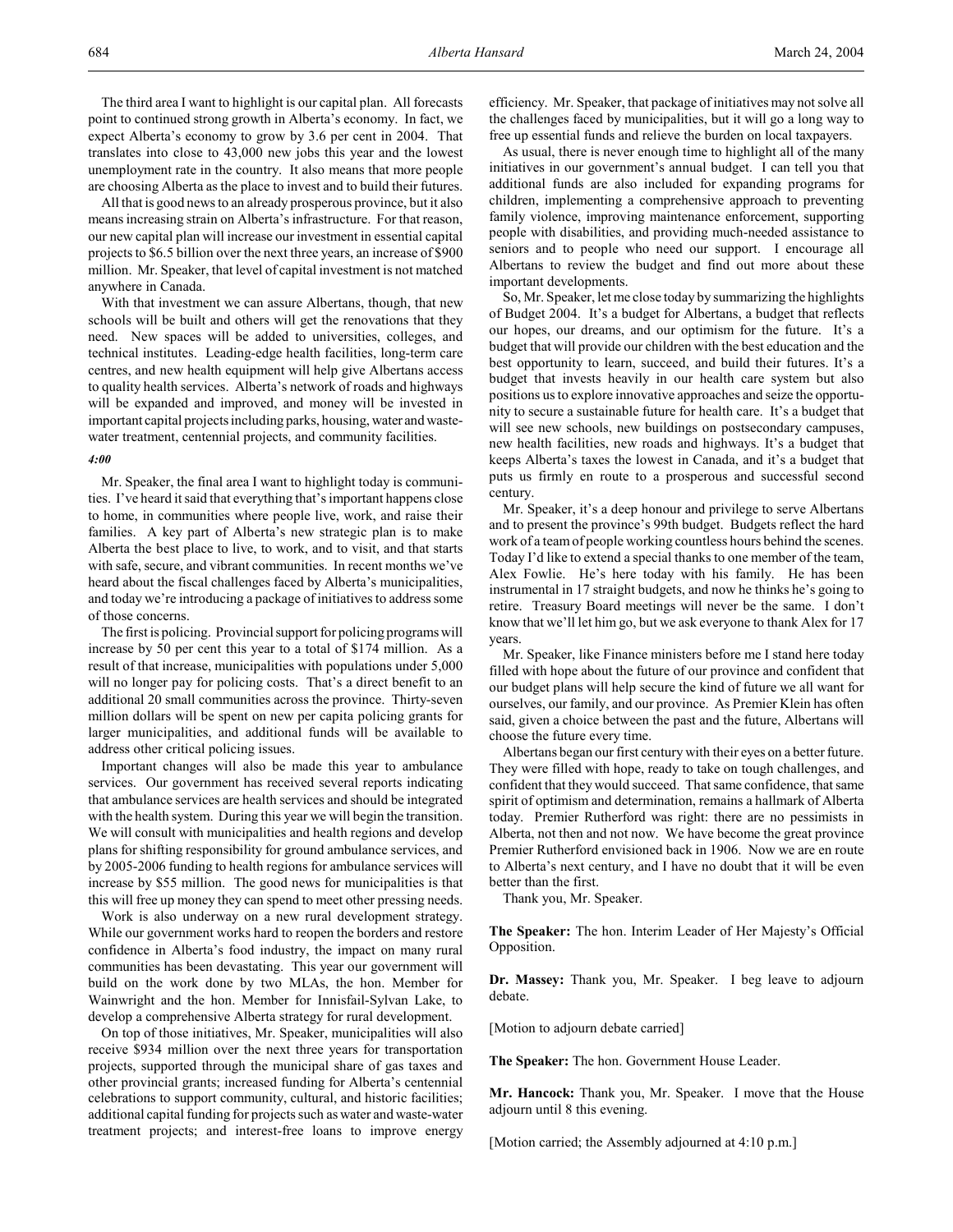The third area I want to highlight is our capital plan. All forecasts point to continued strong growth in Alberta's economy. In fact, we expect Alberta's economy to grow by 3.6 per cent in 2004. That translates into close to 43,000 new jobs this year and the lowest unemployment rate in the country. It also means that more people are choosing Alberta as the place to invest and to build their futures.

All that is good news to an already prosperous province, but it also means increasing strain on Alberta's infrastructure. For that reason, our new capital plan will increase our investment in essential capital projects to $6.5 billion over the next three years, an increase of $900 million. Mr. Speaker, that level of capital investment is not matched anywhere in Canada.

With that investment we can assure Albertans, though, that new schools will be built and others will get the renovations that they need. New spaces will be added to universities, colleges, and technical institutes. Leading-edge health facilities, long-term care centres, and new health equipment will help give Albertans access to quality health services. Alberta's network of roads and highways will be expanded and improved, and money will be invested in important capital projects including parks, housing, water and waste-water treatment, centennial projects, and community facilities.

*4:00*

Mr. Speaker, the final area I want to highlight today is communities. I've heard it said that everything that's important happens close to home, in communities where people live, work, and raise their families. A key part of Alberta's new strategic plan is to make Alberta the best place to live, to work, and to visit, and that starts with safe, secure, and vibrant communities. In recent months we've heard about the fiscal challenges faced by Alberta's municipalities, and today we're introducing a package of initiatives to address some of those concerns.

The first is policing. Provincial support for policing programs will increase by 50 per cent this year to a total of $174 million. As a result of that increase, municipalities with populations under 5,000 will no longer pay for policing costs. That's a direct benefit to an additional 20 small communities across the province. Thirty-seven million dollars will be spent on new per capita policing grants for larger municipalities, and additional funds will be available to address other critical policing issues.

Important changes will also be made this year to ambulance services. Our government has received several reports indicating that ambulance services are health services and should be integrated with the health system. During this year we will begin the transition. We will consult with municipalities and health regions and develop plans for shifting responsibility for ground ambulance services, and by 2005-2006 funding to health regions for ambulance services will increase by $55 million. The good news for municipalities is that this will free up money they can spend to meet other pressing needs.

Work is also underway on a new rural development strategy. While our government works hard to reopen the borders and restore confidence in Alberta's food industry, the impact on many rural communities has been devastating. This year our government will build on the work done by two MLAs, the hon. Member for Wainwright and the hon. Member for Innisfail-Sylvan Lake, to develop a comprehensive Alberta strategy for rural development.

On top of those initiatives, Mr. Speaker, municipalities will also receive $934 million over the next three years for transportation projects, supported through the municipal share of gas taxes and other provincial grants; increased funding for Alberta's centennial celebrations to support community, cultural, and historic facilities; additional capital funding for projects such as water and waste-water treatment projects; and interest-free loans to improve energy efficiency. Mr. Speaker, that package of initiatives may not solve all the challenges faced by municipalities, but it will go a long way to free up essential funds and relieve the burden on local taxpayers.

As usual, there is never enough time to highlight all of the many initiatives in our government's annual budget. I can tell you that additional funds are also included for expanding programs for children, implementing a comprehensive approach to preventing family violence, improving maintenance enforcement, supporting people with disabilities, and providing much-needed assistance to seniors and to people who need our support. I encourage all Albertans to review the budget and find out more about these important developments.

So, Mr. Speaker, let me close today by summarizing the highlights of Budget 2004. It's a budget for Albertans, a budget that reflects our hopes, our dreams, and our optimism for the future. It's a budget that will provide our children with the best education and the best opportunity to learn, succeed, and build their futures. It's a budget that invests heavily in our health care system but also positions us to explore innovative approaches and seize the opportunity to secure a sustainable future for health care. It's a budget that will see new schools, new buildings on postsecondary campuses, new health facilities, new roads and highways. It's a budget that keeps Alberta's taxes the lowest in Canada, and it's a budget that puts us firmly en route to a prosperous and successful second century.

Mr. Speaker, it's a deep honour and privilege to serve Albertans and to present the province's 99th budget. Budgets reflect the hard work of a team of people working countless hours behind the scenes. Today I'd like to extend a special thanks to one member of the team, Alex Fowlie. He's here today with his family. He has been instrumental in 17 straight budgets, and now he thinks he's going to retire. Treasury Board meetings will never be the same. I don't know that we'll let him go, but we ask everyone to thank Alex for 17 years.

Mr. Speaker, like Finance ministers before me I stand here today filled with hope about the future of our province and confident that our budget plans will help secure the kind of future we all want for ourselves, our family, and our province. As Premier Klein has often said, given a choice between the past and the future, Albertans will choose the future every time.

Albertans began our first century with their eyes on a better future. They were filled with hope, ready to take on tough challenges, and confident that they would succeed. That same confidence, that same spirit of optimism and determination, remains a hallmark of Alberta today. Premier Rutherford was right: there are no pessimists in Alberta, not then and not now. We have become the great province Premier Rutherford envisioned back in 1906. Now we are en route to Alberta's next century, and I have no doubt that it will be even better than the first.

Thank you, Mr. Speaker.

**The Speaker:** The hon. Interim Leader of Her Majesty's Official Opposition.

**Dr. Massey:** Thank you, Mr. Speaker. I beg leave to adjourn debate.

[Motion to adjourn debate carried]

**The Speaker:** The hon. Government House Leader.

**Mr. Hancock:** Thank you, Mr. Speaker. I move that the House adjourn until 8 this evening.

[Motion carried; the Assembly adjourned at 4:10 p.m.]